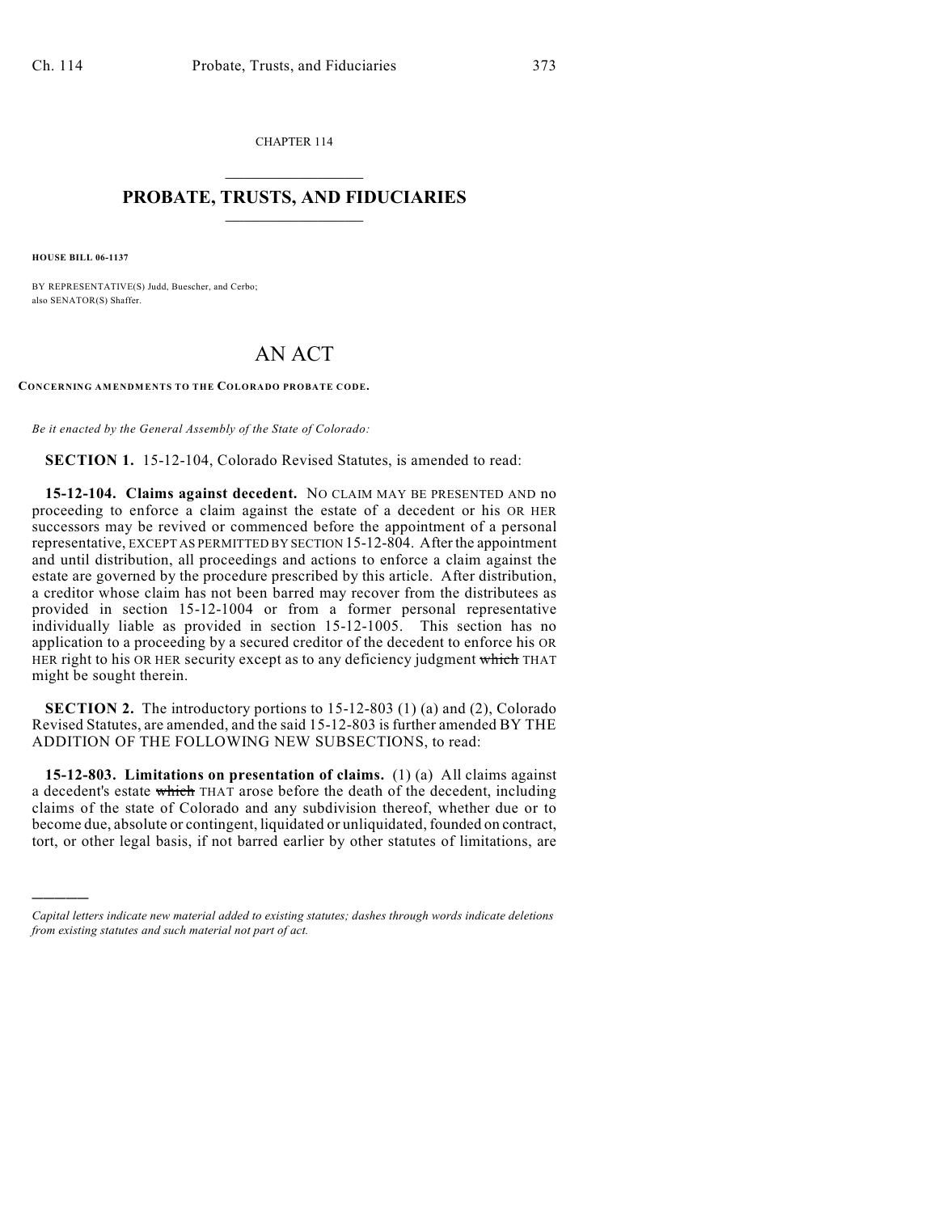CHAPTER 114

## PROBATE, TRUSTS, AND FIDUCIARIES

**HOUSE BILL 06-1137**

BY REPRESENTATIVE(S) Judd, Buescher, and Cerbo;
also SENATOR(S) Shaffer.

# AN ACT

**CONCERNING AMENDMENTS TO THE COLORADO PROBATE CODE.**

*Be it enacted by the General Assembly of the State of Colorado:*

**SECTION 1.** 15-12-104, Colorado Revised Statutes, is amended to read:

**15-12-104. Claims against decedent.** NO CLAIM MAY BE PRESENTED AND no proceeding to enforce a claim against the estate of a decedent or his OR HER successors may be revived or commenced before the appointment of a personal representative, EXCEPT AS PERMITTED BY SECTION 15-12-804. After the appointment and until distribution, all proceedings and actions to enforce a claim against the estate are governed by the procedure prescribed by this article. After distribution, a creditor whose claim has not been barred may recover from the distributees as provided in section 15-12-1004 or from a former personal representative individually liable as provided in section 15-12-1005. This section has no application to a proceeding by a secured creditor of the decedent to enforce his OR HER right to his OR HER security except as to any deficiency judgment ~~which~~ THAT might be sought therein.

**SECTION 2.** The introductory portions to 15-12-803 (1) (a) and (2), Colorado Revised Statutes, are amended, and the said 15-12-803 is further amended BY THE ADDITION OF THE FOLLOWING NEW SUBSECTIONS, to read:

**15-12-803. Limitations on presentation of claims.** (1) (a) All claims against a decedent's estate ~~which~~ THAT arose before the death of the decedent, including claims of the state of Colorado and any subdivision thereof, whether due or to become due, absolute or contingent, liquidated or unliquidated, founded on contract, tort, or other legal basis, if not barred earlier by other statutes of limitations, are

*Capital letters indicate new material added to existing statutes; dashes through words indicate deletions from existing statutes and such material not part of act.*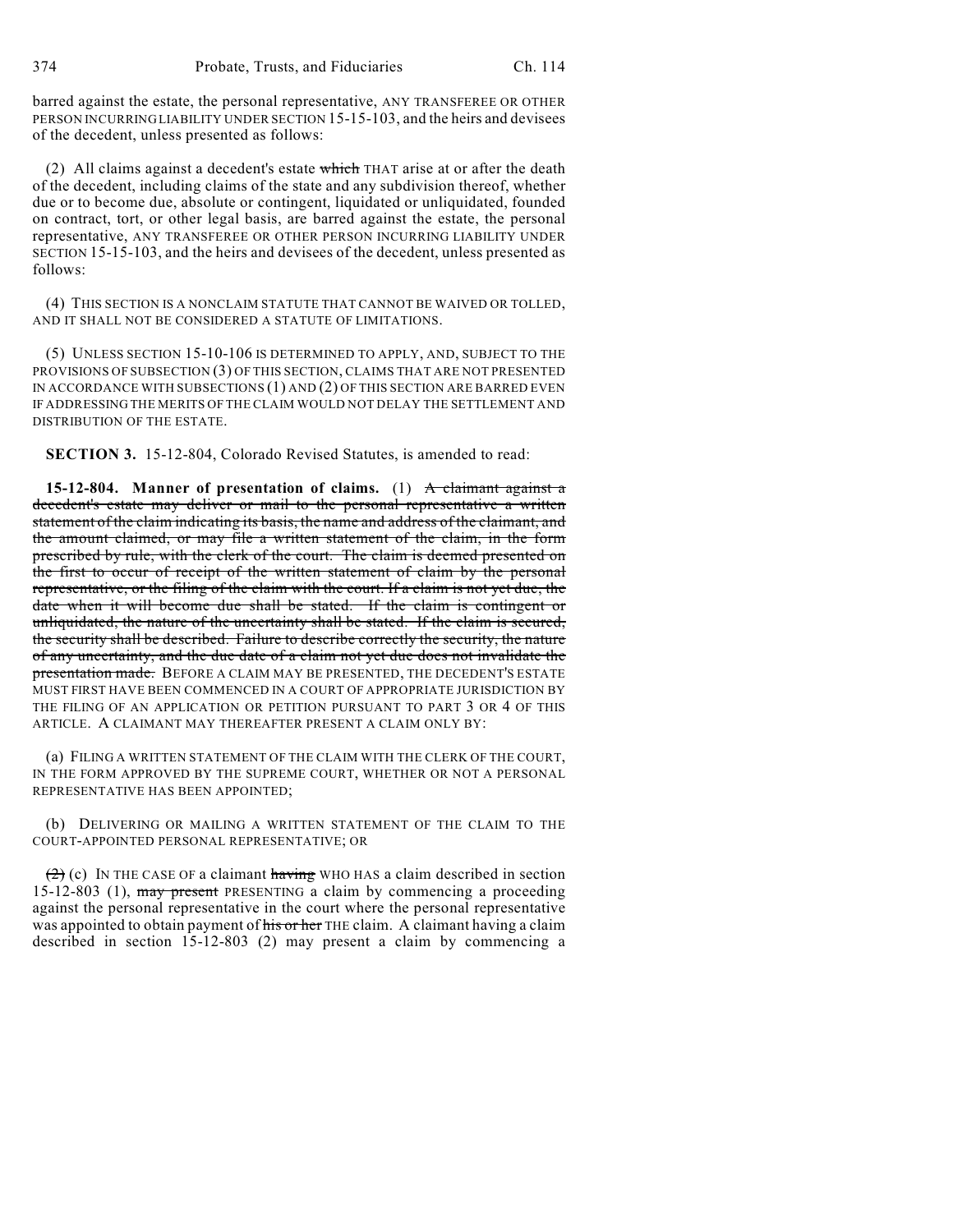barred against the estate, the personal representative, ANY TRANSFEREE OR OTHER PERSON INCURRING LIABILITY UNDER SECTION 15-15-103, and the heirs and devisees of the decedent, unless presented as follows:

(2) All claims against a decedent's estate ~~which~~ THAT arise at or after the death of the decedent, including claims of the state and any subdivision thereof, whether due or to become due, absolute or contingent, liquidated or unliquidated, founded on contract, tort, or other legal basis, are barred against the estate, the personal representative, ANY TRANSFEREE OR OTHER PERSON INCURRING LIABILITY UNDER SECTION 15-15-103, and the heirs and devisees of the decedent, unless presented as follows:

(4) THIS SECTION IS A NONCLAIM STATUTE THAT CANNOT BE WAIVED OR TOLLED, AND IT SHALL NOT BE CONSIDERED A STATUTE OF LIMITATIONS.

(5) UNLESS SECTION 15-10-106 IS DETERMINED TO APPLY, AND, SUBJECT TO THE PROVISIONS OF SUBSECTION (3) OF THIS SECTION, CLAIMS THAT ARE NOT PRESENTED IN ACCORDANCE WITH SUBSECTIONS (1) AND (2) OF THIS SECTION ARE BARRED EVEN IF ADDRESSING THE MERITS OF THE CLAIM WOULD NOT DELAY THE SETTLEMENT AND DISTRIBUTION OF THE ESTATE.

**SECTION 3.** 15-12-804, Colorado Revised Statutes, is amended to read:

**15-12-804. Manner of presentation of claims.** (1) ~~A claimant against a decedent's estate may deliver or mail to the personal representative a written statement of the claim indicating its basis, the name and address of the claimant, and the amount claimed, or may file a written statement of the claim, in the form prescribed by rule, with the clerk of the court. The claim is deemed presented on the first to occur of receipt of the written statement of claim by the personal representative, or the filing of the claim with the court. If a claim is not yet due, the date when it will become due shall be stated. If the claim is contingent or unliquidated, the nature of the uncertainty shall be stated. If the claim is secured, the security shall be described. Failure to describe correctly the security, the nature of any uncertainty, and the due date of a claim not yet due does not invalidate the presentation made.~~ BEFORE A CLAIM MAY BE PRESENTED, THE DECEDENT'S ESTATE MUST FIRST HAVE BEEN COMMENCED IN A COURT OF APPROPRIATE JURISDICTION BY THE FILING OF AN APPLICATION OR PETITION PURSUANT TO PART 3 OR 4 OF THIS ARTICLE. A CLAIMANT MAY THEREAFTER PRESENT A CLAIM ONLY BY:

(a) FILING A WRITTEN STATEMENT OF THE CLAIM WITH THE CLERK OF THE COURT, IN THE FORM APPROVED BY THE SUPREME COURT, WHETHER OR NOT A PERSONAL REPRESENTATIVE HAS BEEN APPOINTED;

(b) DELIVERING OR MAILING A WRITTEN STATEMENT OF THE CLAIM TO THE COURT-APPOINTED PERSONAL REPRESENTATIVE; OR

~~(2)~~ (c) IN THE CASE OF a claimant ~~having~~ WHO HAS a claim described in section 15-12-803 (1), ~~may present~~ PRESENTING a claim by commencing a proceeding against the personal representative in the court where the personal representative was appointed to obtain payment of ~~his or her~~ THE claim. A claimant having a claim described in section 15-12-803 (2) may present a claim by commencing a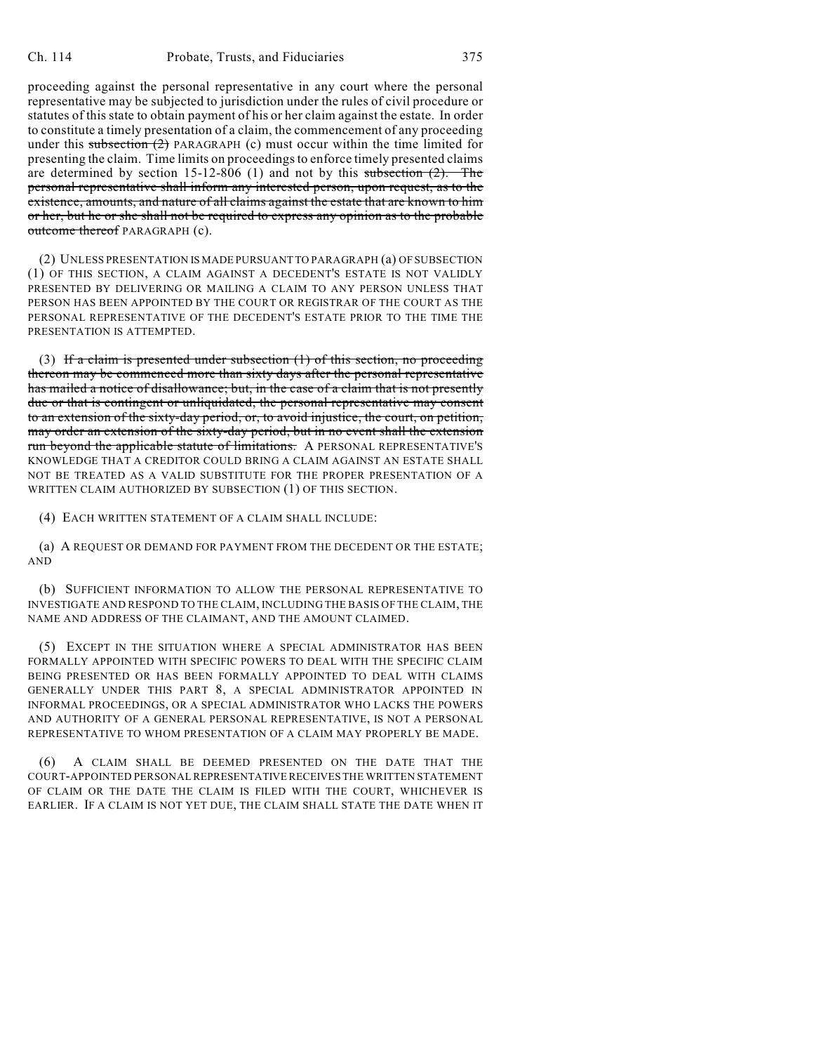proceeding against the personal representative in any court where the personal representative may be subjected to jurisdiction under the rules of civil procedure or statutes of this state to obtain payment of his or her claim against the estate. In order to constitute a timely presentation of a claim, the commencement of any proceeding under this ~~subsection (2)~~ PARAGRAPH (c) must occur within the time limited for presenting the claim. Time limits on proceedings to enforce timely presented claims are determined by section 15-12-806 (1) and not by this ~~subsection (2). The personal representative shall inform any interested person, upon request, as to the existence, amounts, and nature of all claims against the estate that are known to him or her, but he or she shall not be required to express any opinion as to the probable outcome thereof~~ PARAGRAPH (c).

(2) UNLESS PRESENTATION IS MADE PURSUANT TO PARAGRAPH (a) OF SUBSECTION (1) OF THIS SECTION, A CLAIM AGAINST A DECEDENT'S ESTATE IS NOT VALIDLY PRESENTED BY DELIVERING OR MAILING A CLAIM TO ANY PERSON UNLESS THAT PERSON HAS BEEN APPOINTED BY THE COURT OR REGISTRAR OF THE COURT AS THE PERSONAL REPRESENTATIVE OF THE DECEDENT'S ESTATE PRIOR TO THE TIME THE PRESENTATION IS ATTEMPTED.

(3) ~~If a claim is presented under subsection (1) of this section, no proceeding thereon may be commenced more than sixty days after the personal representative has mailed a notice of disallowance; but, in the case of a claim that is not presently due or that is contingent or unliquidated, the personal representative may consent to an extension of the sixty-day period, or, to avoid injustice, the court, on petition, may order an extension of the sixty-day period, but in no event shall the extension run beyond the applicable statute of limitations.~~ A PERSONAL REPRESENTATIVE'S KNOWLEDGE THAT A CREDITOR COULD BRING A CLAIM AGAINST AN ESTATE SHALL NOT BE TREATED AS A VALID SUBSTITUTE FOR THE PROPER PRESENTATION OF A WRITTEN CLAIM AUTHORIZED BY SUBSECTION (1) OF THIS SECTION.

(4) EACH WRITTEN STATEMENT OF A CLAIM SHALL INCLUDE:

(a) A REQUEST OR DEMAND FOR PAYMENT FROM THE DECEDENT OR THE ESTATE; AND

(b) SUFFICIENT INFORMATION TO ALLOW THE PERSONAL REPRESENTATIVE TO INVESTIGATE AND RESPOND TO THE CLAIM, INCLUDING THE BASIS OF THE CLAIM, THE NAME AND ADDRESS OF THE CLAIMANT, AND THE AMOUNT CLAIMED.

(5) EXCEPT IN THE SITUATION WHERE A SPECIAL ADMINISTRATOR HAS BEEN FORMALLY APPOINTED WITH SPECIFIC POWERS TO DEAL WITH THE SPECIFIC CLAIM BEING PRESENTED OR HAS BEEN FORMALLY APPOINTED TO DEAL WITH CLAIMS GENERALLY UNDER THIS PART 8, A SPECIAL ADMINISTRATOR APPOINTED IN INFORMAL PROCEEDINGS, OR A SPECIAL ADMINISTRATOR WHO LACKS THE POWERS AND AUTHORITY OF A GENERAL PERSONAL REPRESENTATIVE, IS NOT A PERSONAL REPRESENTATIVE TO WHOM PRESENTATION OF A CLAIM MAY PROPERLY BE MADE.

(6) A CLAIM SHALL BE DEEMED PRESENTED ON THE DATE THAT THE COURT-APPOINTED PERSONAL REPRESENTATIVE RECEIVES THE WRITTEN STATEMENT OF CLAIM OR THE DATE THE CLAIM IS FILED WITH THE COURT, WHICHEVER IS EARLIER. IF A CLAIM IS NOT YET DUE, THE CLAIM SHALL STATE THE DATE WHEN IT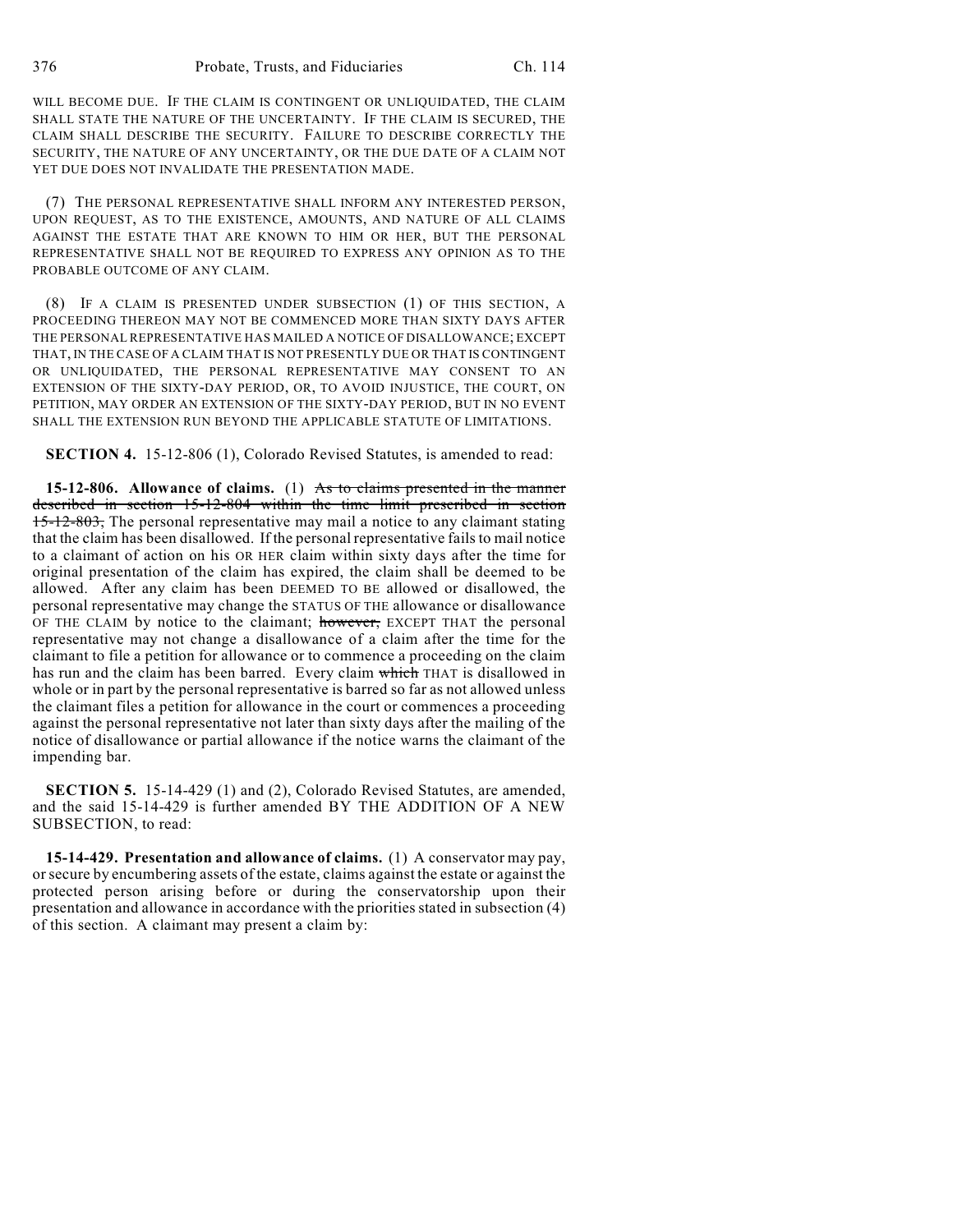WILL BECOME DUE. IF THE CLAIM IS CONTINGENT OR UNLIQUIDATED, THE CLAIM SHALL STATE THE NATURE OF THE UNCERTAINTY. IF THE CLAIM IS SECURED, THE CLAIM SHALL DESCRIBE THE SECURITY. FAILURE TO DESCRIBE CORRECTLY THE SECURITY, THE NATURE OF ANY UNCERTAINTY, OR THE DUE DATE OF A CLAIM NOT YET DUE DOES NOT INVALIDATE THE PRESENTATION MADE.

(7) THE PERSONAL REPRESENTATIVE SHALL INFORM ANY INTERESTED PERSON, UPON REQUEST, AS TO THE EXISTENCE, AMOUNTS, AND NATURE OF ALL CLAIMS AGAINST THE ESTATE THAT ARE KNOWN TO HIM OR HER, BUT THE PERSONAL REPRESENTATIVE SHALL NOT BE REQUIRED TO EXPRESS ANY OPINION AS TO THE PROBABLE OUTCOME OF ANY CLAIM.

(8) IF A CLAIM IS PRESENTED UNDER SUBSECTION (1) OF THIS SECTION, A PROCEEDING THEREON MAY NOT BE COMMENCED MORE THAN SIXTY DAYS AFTER THE PERSONAL REPRESENTATIVE HAS MAILED A NOTICE OF DISALLOWANCE; EXCEPT THAT, IN THE CASE OF A CLAIM THAT IS NOT PRESENTLY DUE OR THAT IS CONTINGENT OR UNLIQUIDATED, THE PERSONAL REPRESENTATIVE MAY CONSENT TO AN EXTENSION OF THE SIXTY-DAY PERIOD, OR, TO AVOID INJUSTICE, THE COURT, ON PETITION, MAY ORDER AN EXTENSION OF THE SIXTY-DAY PERIOD, BUT IN NO EVENT SHALL THE EXTENSION RUN BEYOND THE APPLICABLE STATUTE OF LIMITATIONS.

**SECTION 4.** 15-12-806 (1), Colorado Revised Statutes, is amended to read:

**15-12-806. Allowance of claims.** (1) ~~As to claims presented in the manner described in section 15-12-804 within the time limit prescribed in section 15-12-803,~~ The personal representative may mail a notice to any claimant stating that the claim has been disallowed. If the personal representative fails to mail notice to a claimant of action on his OR HER claim within sixty days after the time for original presentation of the claim has expired, the claim shall be deemed to be allowed. After any claim has been DEEMED TO BE allowed or disallowed, the personal representative may change the STATUS OF THE allowance or disallowance OF THE CLAIM by notice to the claimant; ~~however,~~ EXCEPT THAT the personal representative may not change a disallowance of a claim after the time for the claimant to file a petition for allowance or to commence a proceeding on the claim has run and the claim has been barred. Every claim ~~which~~ THAT is disallowed in whole or in part by the personal representative is barred so far as not allowed unless the claimant files a petition for allowance in the court or commences a proceeding against the personal representative not later than sixty days after the mailing of the notice of disallowance or partial allowance if the notice warns the claimant of the impending bar.

**SECTION 5.** 15-14-429 (1) and (2), Colorado Revised Statutes, are amended, and the said 15-14-429 is further amended BY THE ADDITION OF A NEW SUBSECTION, to read:

**15-14-429. Presentation and allowance of claims.** (1) A conservator may pay, or secure by encumbering assets of the estate, claims against the estate or against the protected person arising before or during the conservatorship upon their presentation and allowance in accordance with the priorities stated in subsection (4) of this section. A claimant may present a claim by: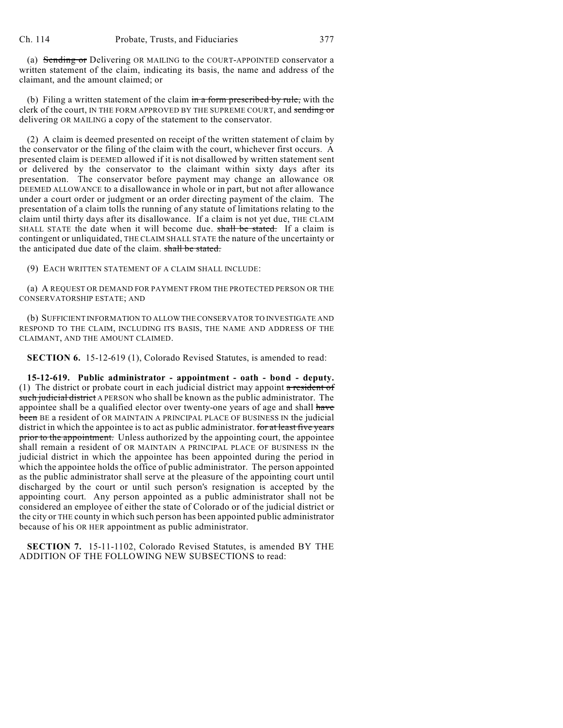(a) ~~Sending or~~ Delivering OR MAILING to the COURT-APPOINTED conservator a written statement of the claim, indicating its basis, the name and address of the claimant, and the amount claimed; or

(b) Filing a written statement of the claim ~~in a form prescribed by rule,~~ with the clerk of the court, IN THE FORM APPROVED BY THE SUPREME COURT, and ~~sending or~~ delivering OR MAILING a copy of the statement to the conservator.

(2) A claim is deemed presented on receipt of the written statement of claim by the conservator or the filing of the claim with the court, whichever first occurs. A presented claim is DEEMED allowed if it is not disallowed by written statement sent or delivered by the conservator to the claimant within sixty days after its presentation. The conservator before payment may change an allowance OR DEEMED ALLOWANCE to a disallowance in whole or in part, but not after allowance under a court order or judgment or an order directing payment of the claim. The presentation of a claim tolls the running of any statute of limitations relating to the claim until thirty days after its disallowance. If a claim is not yet due, THE CLAIM SHALL STATE the date when it will become due. ~~shall be stated.~~ If a claim is contingent or unliquidated, THE CLAIM SHALL STATE the nature of the uncertainty or the anticipated due date of the claim. ~~shall be stated.~~

(9) EACH WRITTEN STATEMENT OF A CLAIM SHALL INCLUDE:

(a) A REQUEST OR DEMAND FOR PAYMENT FROM THE PROTECTED PERSON OR THE CONSERVATORSHIP ESTATE; AND

(b) SUFFICIENT INFORMATION TO ALLOW THE CONSERVATOR TO INVESTIGATE AND RESPOND TO THE CLAIM, INCLUDING ITS BASIS, THE NAME AND ADDRESS OF THE CLAIMANT, AND THE AMOUNT CLAIMED.

**SECTION 6.** 15-12-619 (1), Colorado Revised Statutes, is amended to read:

**15-12-619. Public administrator - appointment - oath - bond - deputy.** (1) The district or probate court in each judicial district may appoint ~~a resident of such judicial district~~ A PERSON who shall be known as the public administrator. The appointee shall be a qualified elector over twenty-one years of age and shall ~~have been~~ BE a resident of OR MAINTAIN A PRINCIPAL PLACE OF BUSINESS IN the judicial district in which the appointee is to act as public administrator. ~~for at least five years prior to the appointment.~~ Unless authorized by the appointing court, the appointee shall remain a resident of OR MAINTAIN A PRINCIPAL PLACE OF BUSINESS IN the judicial district in which the appointee has been appointed during the period in which the appointee holds the office of public administrator. The person appointed as the public administrator shall serve at the pleasure of the appointing court until discharged by the court or until such person's resignation is accepted by the appointing court. Any person appointed as a public administrator shall not be considered an employee of either the state of Colorado or of the judicial district or the city or THE county in which such person has been appointed public administrator because of his OR HER appointment as public administrator.

**SECTION 7.** 15-11-1102, Colorado Revised Statutes, is amended BY THE ADDITION OF THE FOLLOWING NEW SUBSECTIONS to read: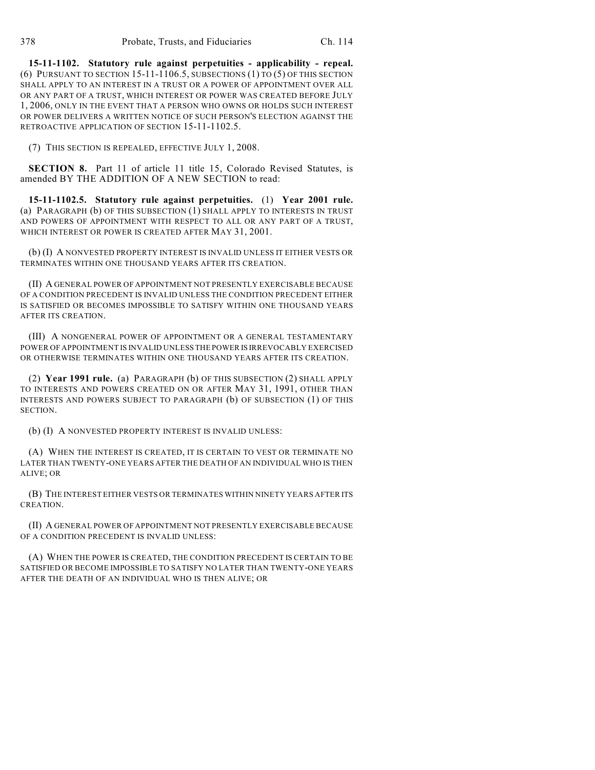**15-11-1102. Statutory rule against perpetuities - applicability - repeal.** (6) PURSUANT TO SECTION 15-11-1106.5, SUBSECTIONS (1) TO (5) OF THIS SECTION SHALL APPLY TO AN INTEREST IN A TRUST OR A POWER OF APPOINTMENT OVER ALL OR ANY PART OF A TRUST, WHICH INTEREST OR POWER WAS CREATED BEFORE JULY 1, 2006, ONLY IN THE EVENT THAT A PERSON WHO OWNS OR HOLDS SUCH INTEREST OR POWER DELIVERS A WRITTEN NOTICE OF SUCH PERSON'S ELECTION AGAINST THE RETROACTIVE APPLICATION OF SECTION 15-11-1102.5.

(7) THIS SECTION IS REPEALED, EFFECTIVE JULY 1, 2008.

**SECTION 8.** Part 11 of article 11 title 15, Colorado Revised Statutes, is amended BY THE ADDITION OF A NEW SECTION to read:

**15-11-1102.5. Statutory rule against perpetuities.** (1) **Year 2001 rule.** (a) PARAGRAPH (b) OF THIS SUBSECTION (1) SHALL APPLY TO INTERESTS IN TRUST AND POWERS OF APPOINTMENT WITH RESPECT TO ALL OR ANY PART OF A TRUST, WHICH INTEREST OR POWER IS CREATED AFTER MAY 31, 2001.

(b) (I) A NONVESTED PROPERTY INTEREST IS INVALID UNLESS IT EITHER VESTS OR TERMINATES WITHIN ONE THOUSAND YEARS AFTER ITS CREATION.

(II) A GENERAL POWER OF APPOINTMENT NOT PRESENTLY EXERCISABLE BECAUSE OF A CONDITION PRECEDENT IS INVALID UNLESS THE CONDITION PRECEDENT EITHER IS SATISFIED OR BECOMES IMPOSSIBLE TO SATISFY WITHIN ONE THOUSAND YEARS AFTER ITS CREATION.

(III) A NONGENERAL POWER OF APPOINTMENT OR A GENERAL TESTAMENTARY POWER OF APPOINTMENT IS INVALID UNLESS THE POWER IS IRREVOCABLY EXERCISED OR OTHERWISE TERMINATES WITHIN ONE THOUSAND YEARS AFTER ITS CREATION.

(2) **Year 1991 rule.** (a) PARAGRAPH (b) OF THIS SUBSECTION (2) SHALL APPLY TO INTERESTS AND POWERS CREATED ON OR AFTER MAY 31, 1991, OTHER THAN INTERESTS AND POWERS SUBJECT TO PARAGRAPH (b) OF SUBSECTION (1) OF THIS SECTION.

(b) (I) A NONVESTED PROPERTY INTEREST IS INVALID UNLESS:

(A) WHEN THE INTEREST IS CREATED, IT IS CERTAIN TO VEST OR TERMINATE NO LATER THAN TWENTY-ONE YEARS AFTER THE DEATH OF AN INDIVIDUAL WHO IS THEN ALIVE; OR

(B) THE INTEREST EITHER VESTS OR TERMINATES WITHIN NINETY YEARS AFTER ITS CREATION.

(II) A GENERAL POWER OF APPOINTMENT NOT PRESENTLY EXERCISABLE BECAUSE OF A CONDITION PRECEDENT IS INVALID UNLESS:

(A) WHEN THE POWER IS CREATED, THE CONDITION PRECEDENT IS CERTAIN TO BE SATISFIED OR BECOME IMPOSSIBLE TO SATISFY NO LATER THAN TWENTY-ONE YEARS AFTER THE DEATH OF AN INDIVIDUAL WHO IS THEN ALIVE; OR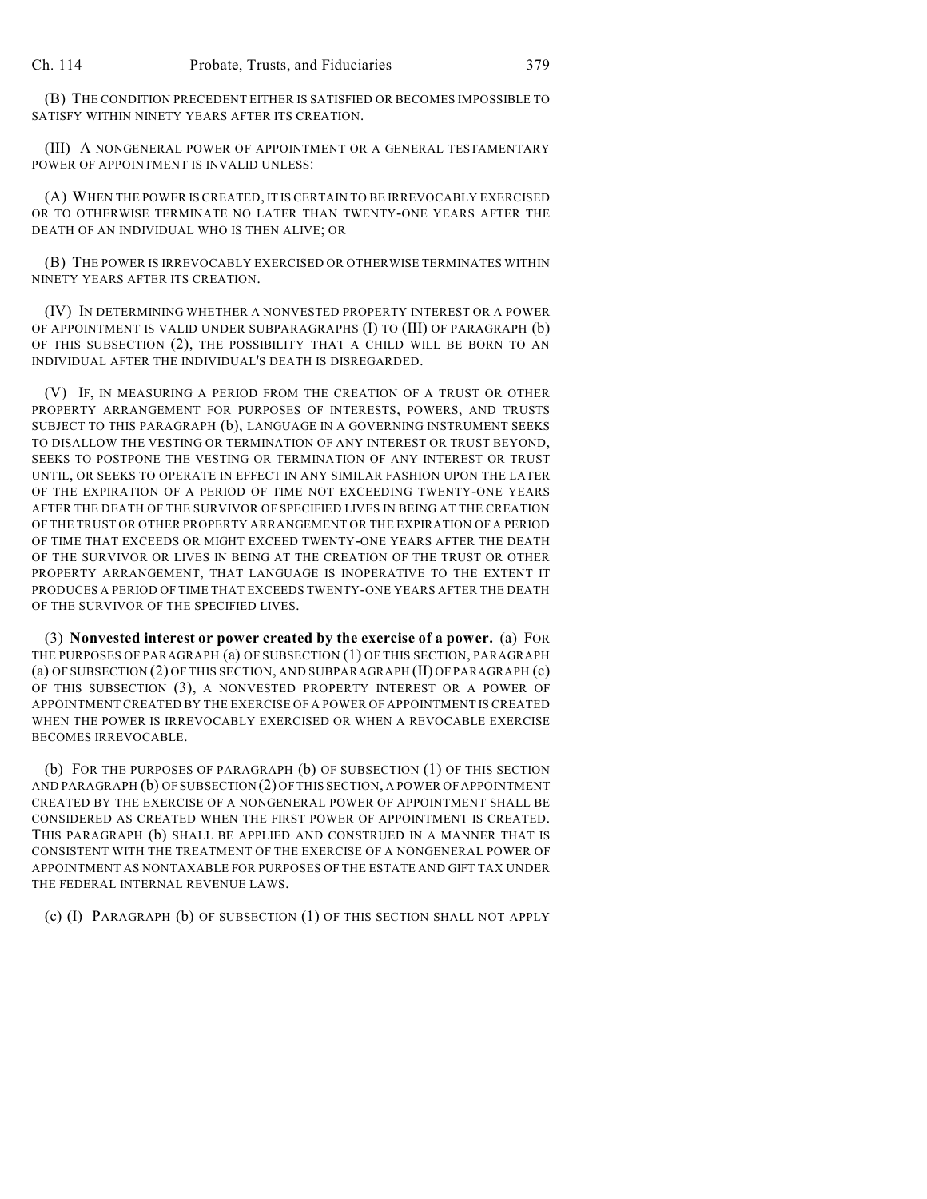(B) THE CONDITION PRECEDENT EITHER IS SATISFIED OR BECOMES IMPOSSIBLE TO SATISFY WITHIN NINETY YEARS AFTER ITS CREATION.

(III) A NONGENERAL POWER OF APPOINTMENT OR A GENERAL TESTAMENTARY POWER OF APPOINTMENT IS INVALID UNLESS:

(A) WHEN THE POWER IS CREATED, IT IS CERTAIN TO BE IRREVOCABLY EXERCISED OR TO OTHERWISE TERMINATE NO LATER THAN TWENTY-ONE YEARS AFTER THE DEATH OF AN INDIVIDUAL WHO IS THEN ALIVE; OR

(B) THE POWER IS IRREVOCABLY EXERCISED OR OTHERWISE TERMINATES WITHIN NINETY YEARS AFTER ITS CREATION.

(IV) IN DETERMINING WHETHER A NONVESTED PROPERTY INTEREST OR A POWER OF APPOINTMENT IS VALID UNDER SUBPARAGRAPHS (I) TO (III) OF PARAGRAPH (b) OF THIS SUBSECTION (2), THE POSSIBILITY THAT A CHILD WILL BE BORN TO AN INDIVIDUAL AFTER THE INDIVIDUAL'S DEATH IS DISREGARDED.

(V) IF, IN MEASURING A PERIOD FROM THE CREATION OF A TRUST OR OTHER PROPERTY ARRANGEMENT FOR PURPOSES OF INTERESTS, POWERS, AND TRUSTS SUBJECT TO THIS PARAGRAPH (b), LANGUAGE IN A GOVERNING INSTRUMENT SEEKS TO DISALLOW THE VESTING OR TERMINATION OF ANY INTEREST OR TRUST BEYOND, SEEKS TO POSTPONE THE VESTING OR TERMINATION OF ANY INTEREST OR TRUST UNTIL, OR SEEKS TO OPERATE IN EFFECT IN ANY SIMILAR FASHION UPON THE LATER OF THE EXPIRATION OF A PERIOD OF TIME NOT EXCEEDING TWENTY-ONE YEARS AFTER THE DEATH OF THE SURVIVOR OF SPECIFIED LIVES IN BEING AT THE CREATION OF THE TRUST OR OTHER PROPERTY ARRANGEMENT OR THE EXPIRATION OF A PERIOD OF TIME THAT EXCEEDS OR MIGHT EXCEED TWENTY-ONE YEARS AFTER THE DEATH OF THE SURVIVOR OR LIVES IN BEING AT THE CREATION OF THE TRUST OR OTHER PROPERTY ARRANGEMENT, THAT LANGUAGE IS INOPERATIVE TO THE EXTENT IT PRODUCES A PERIOD OF TIME THAT EXCEEDS TWENTY-ONE YEARS AFTER THE DEATH OF THE SURVIVOR OF THE SPECIFIED LIVES.

(3) **Nonvested interest or power created by the exercise of a power.** (a) FOR THE PURPOSES OF PARAGRAPH (a) OF SUBSECTION (1) OF THIS SECTION, PARAGRAPH (a) OF SUBSECTION (2) OF THIS SECTION, AND SUBPARAGRAPH (II) OF PARAGRAPH (c) OF THIS SUBSECTION (3), A NONVESTED PROPERTY INTEREST OR A POWER OF APPOINTMENT CREATED BY THE EXERCISE OF A POWER OF APPOINTMENT IS CREATED WHEN THE POWER IS IRREVOCABLY EXERCISED OR WHEN A REVOCABLE EXERCISE BECOMES IRREVOCABLE.

(b) FOR THE PURPOSES OF PARAGRAPH (b) OF SUBSECTION (1) OF THIS SECTION AND PARAGRAPH (b) OF SUBSECTION (2) OF THIS SECTION, A POWER OF APPOINTMENT CREATED BY THE EXERCISE OF A NONGENERAL POWER OF APPOINTMENT SHALL BE CONSIDERED AS CREATED WHEN THE FIRST POWER OF APPOINTMENT IS CREATED. THIS PARAGRAPH (b) SHALL BE APPLIED AND CONSTRUED IN A MANNER THAT IS CONSISTENT WITH THE TREATMENT OF THE EXERCISE OF A NONGENERAL POWER OF APPOINTMENT AS NONTAXABLE FOR PURPOSES OF THE ESTATE AND GIFT TAX UNDER THE FEDERAL INTERNAL REVENUE LAWS.

(c) (I) PARAGRAPH (b) OF SUBSECTION (1) OF THIS SECTION SHALL NOT APPLY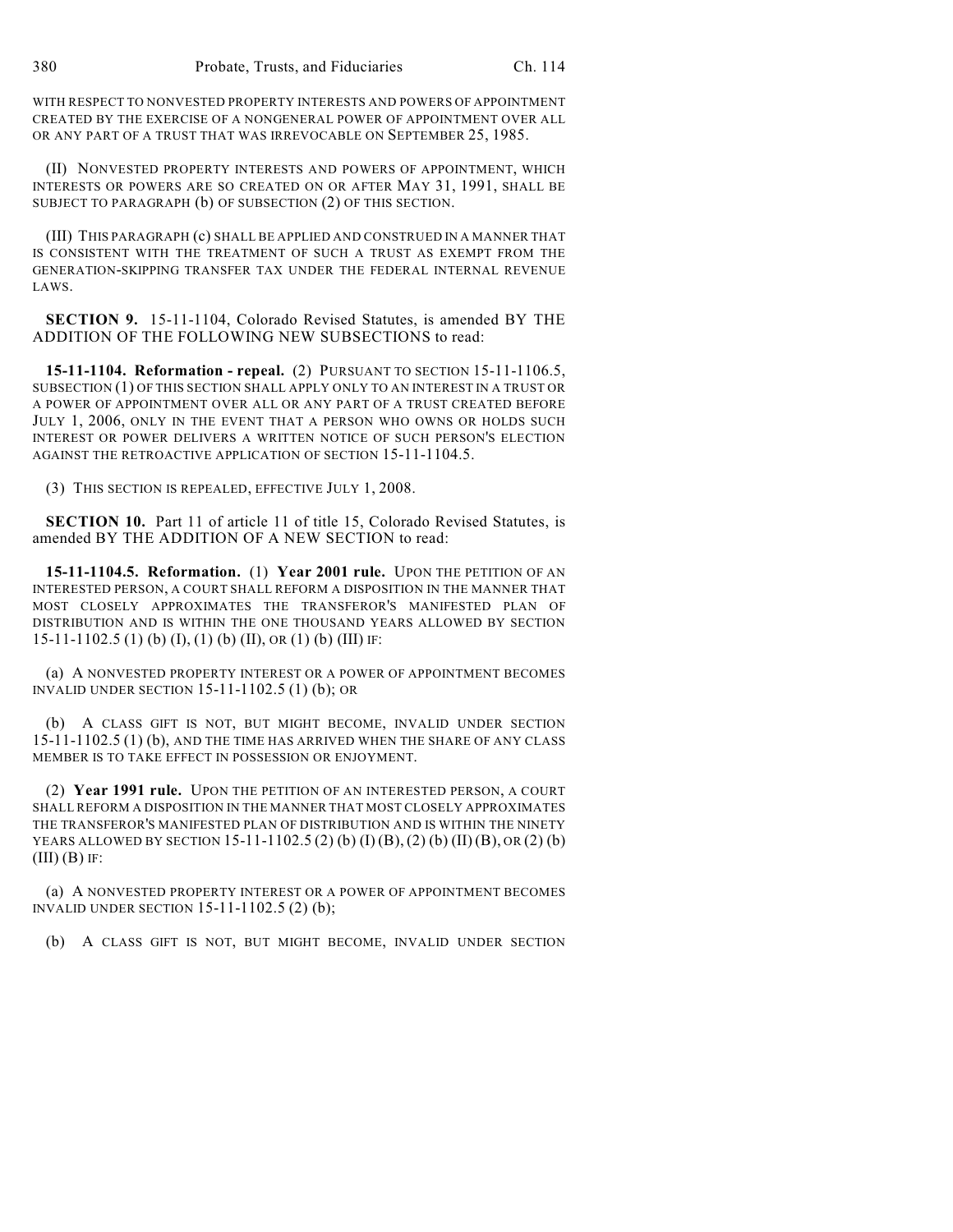WITH RESPECT TO NONVESTED PROPERTY INTERESTS AND POWERS OF APPOINTMENT CREATED BY THE EXERCISE OF A NONGENERAL POWER OF APPOINTMENT OVER ALL OR ANY PART OF A TRUST THAT WAS IRREVOCABLE ON SEPTEMBER 25, 1985.

(II) NONVESTED PROPERTY INTERESTS AND POWERS OF APPOINTMENT, WHICH INTERESTS OR POWERS ARE SO CREATED ON OR AFTER MAY 31, 1991, SHALL BE SUBJECT TO PARAGRAPH (b) OF SUBSECTION (2) OF THIS SECTION.

(III) THIS PARAGRAPH (c) SHALL BE APPLIED AND CONSTRUED IN A MANNER THAT IS CONSISTENT WITH THE TREATMENT OF SUCH A TRUST AS EXEMPT FROM THE GENERATION-SKIPPING TRANSFER TAX UNDER THE FEDERAL INTERNAL REVENUE LAWS.

**SECTION 9.** 15-11-1104, Colorado Revised Statutes, is amended BY THE ADDITION OF THE FOLLOWING NEW SUBSECTIONS to read:

**15-11-1104. Reformation - repeal.** (2) PURSUANT TO SECTION 15-11-1106.5, SUBSECTION (1) OF THIS SECTION SHALL APPLY ONLY TO AN INTEREST IN A TRUST OR A POWER OF APPOINTMENT OVER ALL OR ANY PART OF A TRUST CREATED BEFORE JULY 1, 2006, ONLY IN THE EVENT THAT A PERSON WHO OWNS OR HOLDS SUCH INTEREST OR POWER DELIVERS A WRITTEN NOTICE OF SUCH PERSON'S ELECTION AGAINST THE RETROACTIVE APPLICATION OF SECTION 15-11-1104.5.

(3) THIS SECTION IS REPEALED, EFFECTIVE JULY 1, 2008.

**SECTION 10.** Part 11 of article 11 of title 15, Colorado Revised Statutes, is amended BY THE ADDITION OF A NEW SECTION to read:

**15-11-1104.5. Reformation.** (1) **Year 2001 rule.** UPON THE PETITION OF AN INTERESTED PERSON, A COURT SHALL REFORM A DISPOSITION IN THE MANNER THAT MOST CLOSELY APPROXIMATES THE TRANSFEROR'S MANIFESTED PLAN OF DISTRIBUTION AND IS WITHIN THE ONE THOUSAND YEARS ALLOWED BY SECTION 15-11-1102.5 (1) (b) (I), (1) (b) (II), OR (1) (b) (III) IF:

(a) A NONVESTED PROPERTY INTEREST OR A POWER OF APPOINTMENT BECOMES INVALID UNDER SECTION 15-11-1102.5 (1) (b); OR

(b) A CLASS GIFT IS NOT, BUT MIGHT BECOME, INVALID UNDER SECTION 15-11-1102.5 (1) (b), AND THE TIME HAS ARRIVED WHEN THE SHARE OF ANY CLASS MEMBER IS TO TAKE EFFECT IN POSSESSION OR ENJOYMENT.

(2) **Year 1991 rule.** UPON THE PETITION OF AN INTERESTED PERSON, A COURT SHALL REFORM A DISPOSITION IN THE MANNER THAT MOST CLOSELY APPROXIMATES THE TRANSFEROR'S MANIFESTED PLAN OF DISTRIBUTION AND IS WITHIN THE NINETY YEARS ALLOWED BY SECTION 15-11-1102.5 (2) (b) (I) (B), (2) (b) (II) (B), OR (2) (b) (III) (B) IF:

(a) A NONVESTED PROPERTY INTEREST OR A POWER OF APPOINTMENT BECOMES INVALID UNDER SECTION 15-11-1102.5 (2) (b);

(b) A CLASS GIFT IS NOT, BUT MIGHT BECOME, INVALID UNDER SECTION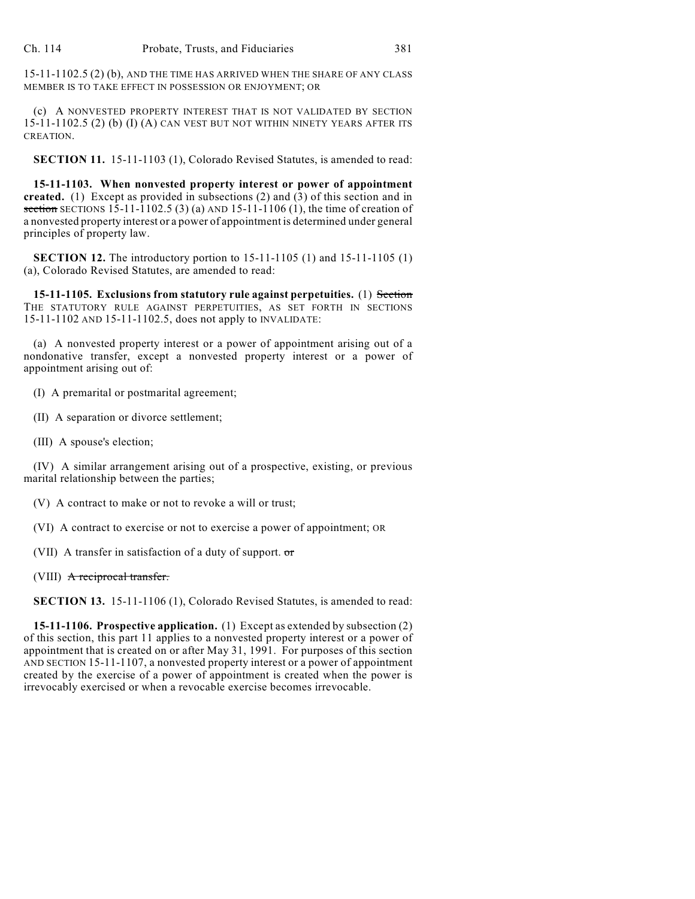15-11-1102.5 (2) (b), AND THE TIME HAS ARRIVED WHEN THE SHARE OF ANY CLASS MEMBER IS TO TAKE EFFECT IN POSSESSION OR ENJOYMENT; OR

(c) A NONVESTED PROPERTY INTEREST THAT IS NOT VALIDATED BY SECTION 15-11-1102.5 (2) (b) (I) (A) CAN VEST BUT NOT WITHIN NINETY YEARS AFTER ITS CREATION.

**SECTION 11.** 15-11-1103 (1), Colorado Revised Statutes, is amended to read:

**15-11-1103. When nonvested property interest or power of appointment created.** (1) Except as provided in subsections (2) and (3) of this section and in ~~section~~ SECTIONS 15-11-1102.5 (3) (a) AND 15-11-1106 (1), the time of creation of a nonvested property interest or a power of appointment is determined under general principles of property law.

**SECTION 12.** The introductory portion to 15-11-1105 (1) and 15-11-1105 (1) (a), Colorado Revised Statutes, are amended to read:

**15-11-1105. Exclusions from statutory rule against perpetuities.** (1) ~~Section~~ THE STATUTORY RULE AGAINST PERPETUITIES, AS SET FORTH IN SECTIONS 15-11-1102 AND 15-11-1102.5, does not apply to INVALIDATE:

(a) A nonvested property interest or a power of appointment arising out of a nondonative transfer, except a nonvested property interest or a power of appointment arising out of:

(I) A premarital or postmarital agreement;

(II) A separation or divorce settlement;

(III) A spouse's election;

(IV) A similar arrangement arising out of a prospective, existing, or previous marital relationship between the parties;

(V) A contract to make or not to revoke a will or trust;

(VI) A contract to exercise or not to exercise a power of appointment; OR

(VII) A transfer in satisfaction of a duty of support. ~~or~~

(VIII) ~~A reciprocal transfer.~~

**SECTION 13.** 15-11-1106 (1), Colorado Revised Statutes, is amended to read:

**15-11-1106. Prospective application.** (1) Except as extended by subsection (2) of this section, this part 11 applies to a nonvested property interest or a power of appointment that is created on or after May 31, 1991. For purposes of this section AND SECTION 15-11-1107, a nonvested property interest or a power of appointment created by the exercise of a power of appointment is created when the power is irrevocably exercised or when a revocable exercise becomes irrevocable.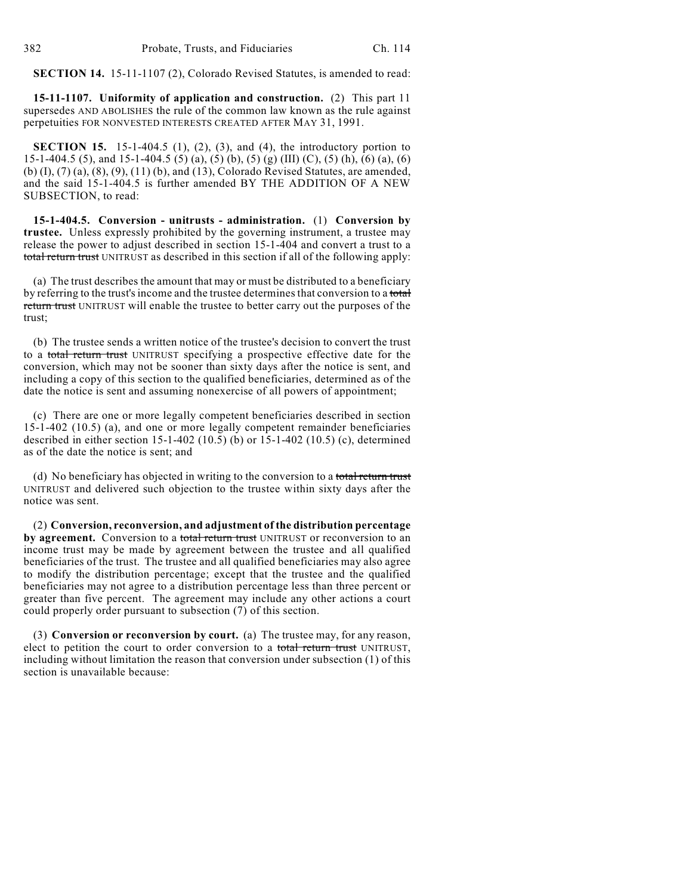**SECTION 14.** 15-11-1107 (2), Colorado Revised Statutes, is amended to read:

**15-11-1107. Uniformity of application and construction.** (2) This part 11 supersedes AND ABOLISHES the rule of the common law known as the rule against perpetuities FOR NONVESTED INTERESTS CREATED AFTER MAY 31, 1991.

**SECTION 15.** 15-1-404.5 (1), (2), (3), and (4), the introductory portion to 15-1-404.5 (5), and 15-1-404.5 (5) (a), (5) (b), (5) (g) (III) (C), (5) (h), (6) (a), (6) (b) (I), (7) (a), (8), (9), (11) (b), and (13), Colorado Revised Statutes, are amended, and the said 15-1-404.5 is further amended BY THE ADDITION OF A NEW SUBSECTION, to read:

**15-1-404.5. Conversion - unitrusts - administration.** (1) **Conversion by trustee.** Unless expressly prohibited by the governing instrument, a trustee may release the power to adjust described in section 15-1-404 and convert a trust to a ~~total return trust~~ UNITRUST as described in this section if all of the following apply:

(a) The trust describes the amount that may or must be distributed to a beneficiary by referring to the trust's income and the trustee determines that conversion to a ~~total return trust~~ UNITRUST will enable the trustee to better carry out the purposes of the trust;

(b) The trustee sends a written notice of the trustee's decision to convert the trust to a ~~total return trust~~ UNITRUST specifying a prospective effective date for the conversion, which may not be sooner than sixty days after the notice is sent, and including a copy of this section to the qualified beneficiaries, determined as of the date the notice is sent and assuming nonexercise of all powers of appointment;

(c) There are one or more legally competent beneficiaries described in section 15-1-402 (10.5) (a), and one or more legally competent remainder beneficiaries described in either section 15-1-402 (10.5) (b) or 15-1-402 (10.5) (c), determined as of the date the notice is sent; and

(d) No beneficiary has objected in writing to the conversion to a ~~total return trust~~ UNITRUST and delivered such objection to the trustee within sixty days after the notice was sent.

(2) **Conversion, reconversion, and adjustment of the distribution percentage by agreement.** Conversion to a ~~total return trust~~ UNITRUST or reconversion to an income trust may be made by agreement between the trustee and all qualified beneficiaries of the trust. The trustee and all qualified beneficiaries may also agree to modify the distribution percentage; except that the trustee and the qualified beneficiaries may not agree to a distribution percentage less than three percent or greater than five percent. The agreement may include any other actions a court could properly order pursuant to subsection (7) of this section.

(3) **Conversion or reconversion by court.** (a) The trustee may, for any reason, elect to petition the court to order conversion to a ~~total return trust~~ UNITRUST, including without limitation the reason that conversion under subsection (1) of this section is unavailable because: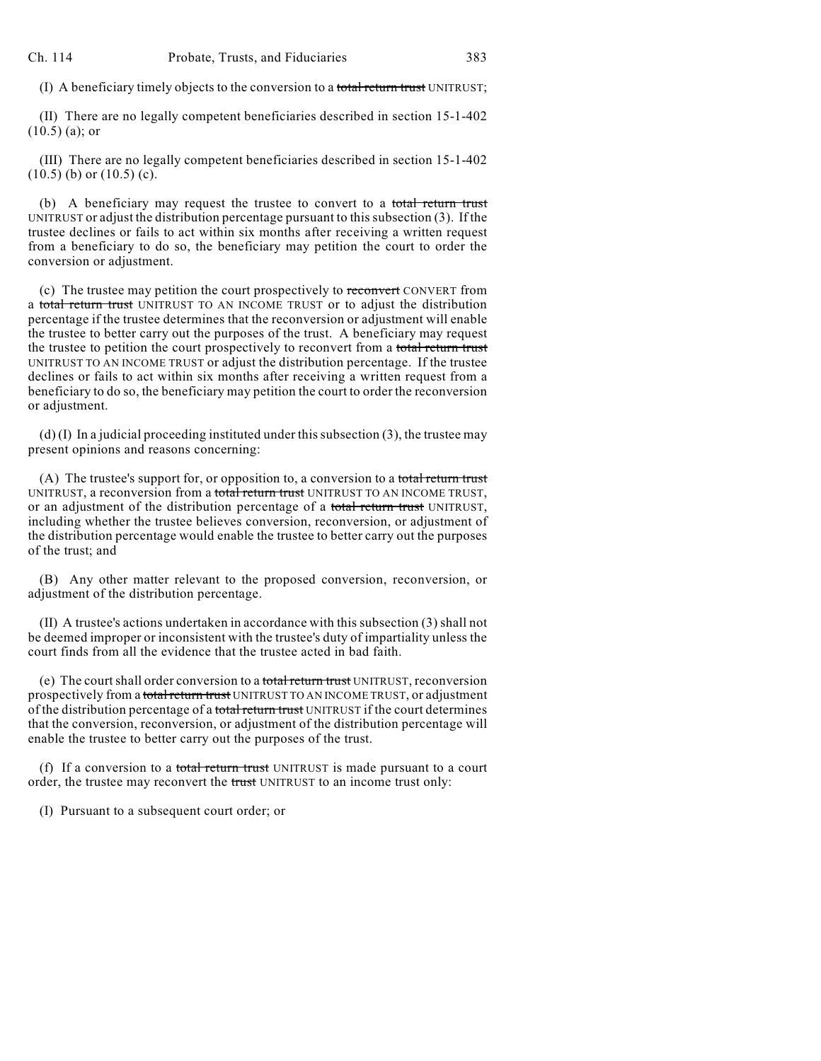(I) A beneficiary timely objects to the conversion to a ~~total return trust~~ UNITRUST;

(II) There are no legally competent beneficiaries described in section 15-1-402 (10.5) (a); or

(III) There are no legally competent beneficiaries described in section 15-1-402 (10.5) (b) or (10.5) (c).

(b) A beneficiary may request the trustee to convert to a ~~total return trust~~ UNITRUST or adjust the distribution percentage pursuant to this subsection (3). If the trustee declines or fails to act within six months after receiving a written request from a beneficiary to do so, the beneficiary may petition the court to order the conversion or adjustment.

(c) The trustee may petition the court prospectively to ~~reconvert~~ CONVERT from a ~~total return trust~~ UNITRUST TO AN INCOME TRUST or to adjust the distribution percentage if the trustee determines that the reconversion or adjustment will enable the trustee to better carry out the purposes of the trust. A beneficiary may request the trustee to petition the court prospectively to reconvert from a ~~total return trust~~ UNITRUST TO AN INCOME TRUST or adjust the distribution percentage. If the trustee declines or fails to act within six months after receiving a written request from a beneficiary to do so, the beneficiary may petition the court to order the reconversion or adjustment.

(d) (I) In a judicial proceeding instituted under this subsection (3), the trustee may present opinions and reasons concerning:

(A) The trustee's support for, or opposition to, a conversion to a ~~total return trust~~ UNITRUST, a reconversion from a ~~total return trust~~ UNITRUST TO AN INCOME TRUST, or an adjustment of the distribution percentage of a ~~total return trust~~ UNITRUST, including whether the trustee believes conversion, reconversion, or adjustment of the distribution percentage would enable the trustee to better carry out the purposes of the trust; and

(B) Any other matter relevant to the proposed conversion, reconversion, or adjustment of the distribution percentage.

(II) A trustee's actions undertaken in accordance with this subsection (3) shall not be deemed improper or inconsistent with the trustee's duty of impartiality unless the court finds from all the evidence that the trustee acted in bad faith.

(e) The court shall order conversion to a ~~total return trust~~ UNITRUST, reconversion prospectively from a ~~total return trust~~ UNITRUST TO AN INCOME TRUST, or adjustment of the distribution percentage of a ~~total return trust~~ UNITRUST if the court determines that the conversion, reconversion, or adjustment of the distribution percentage will enable the trustee to better carry out the purposes of the trust.

(f) If a conversion to a ~~total return trust~~ UNITRUST is made pursuant to a court order, the trustee may reconvert the ~~trust~~ UNITRUST to an income trust only:

(I) Pursuant to a subsequent court order; or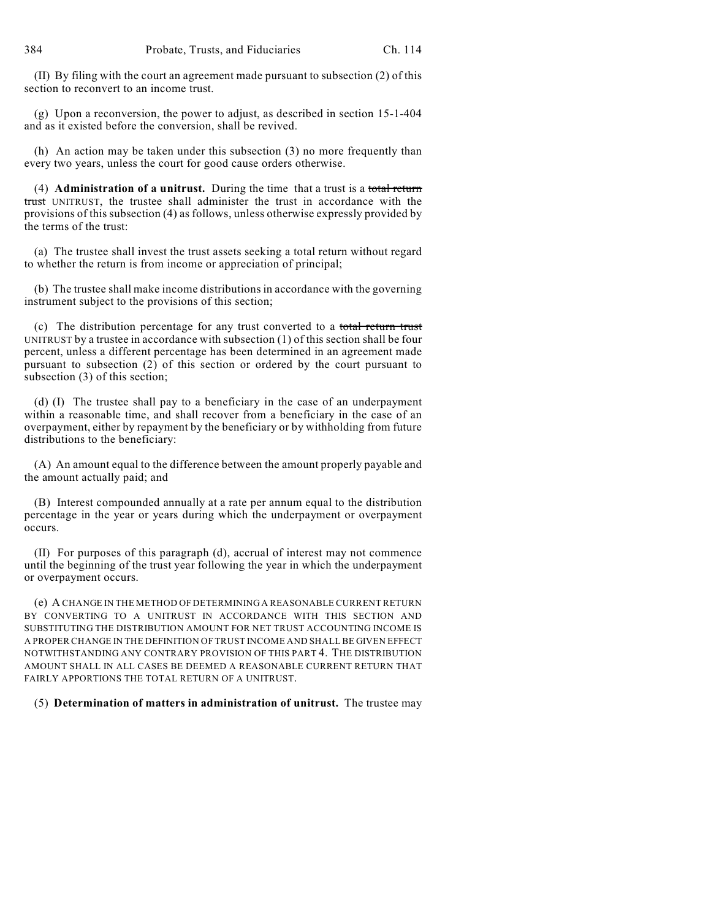(II) By filing with the court an agreement made pursuant to subsection (2) of this section to reconvert to an income trust.

(g) Upon a reconversion, the power to adjust, as described in section 15-1-404 and as it existed before the conversion, shall be revived.

(h) An action may be taken under this subsection (3) no more frequently than every two years, unless the court for good cause orders otherwise.

(4) **Administration of a unitrust.** During the time that a trust is a ~~total return trust~~ UNITRUST, the trustee shall administer the trust in accordance with the provisions of this subsection (4) as follows, unless otherwise expressly provided by the terms of the trust:

(a) The trustee shall invest the trust assets seeking a total return without regard to whether the return is from income or appreciation of principal;

(b) The trustee shall make income distributions in accordance with the governing instrument subject to the provisions of this section;

(c) The distribution percentage for any trust converted to a ~~total return trust~~ UNITRUST by a trustee in accordance with subsection (1) of this section shall be four percent, unless a different percentage has been determined in an agreement made pursuant to subsection (2) of this section or ordered by the court pursuant to subsection (3) of this section;

(d) (I) The trustee shall pay to a beneficiary in the case of an underpayment within a reasonable time, and shall recover from a beneficiary in the case of an overpayment, either by repayment by the beneficiary or by withholding from future distributions to the beneficiary:

(A) An amount equal to the difference between the amount properly payable and the amount actually paid; and

(B) Interest compounded annually at a rate per annum equal to the distribution percentage in the year or years during which the underpayment or overpayment occurs.

(II) For purposes of this paragraph (d), accrual of interest may not commence until the beginning of the trust year following the year in which the underpayment or overpayment occurs.

(e) A CHANGE IN THE METHOD OF DETERMINING A REASONABLE CURRENT RETURN BY CONVERTING TO A UNITRUST IN ACCORDANCE WITH THIS SECTION AND SUBSTITUTING THE DISTRIBUTION AMOUNT FOR NET TRUST ACCOUNTING INCOME IS A PROPER CHANGE IN THE DEFINITION OF TRUST INCOME AND SHALL BE GIVEN EFFECT NOTWITHSTANDING ANY CONTRARY PROVISION OF THIS PART 4. THE DISTRIBUTION AMOUNT SHALL IN ALL CASES BE DEEMED A REASONABLE CURRENT RETURN THAT FAIRLY APPORTIONS THE TOTAL RETURN OF A UNITRUST.

(5) **Determination of matters in administration of unitrust.** The trustee may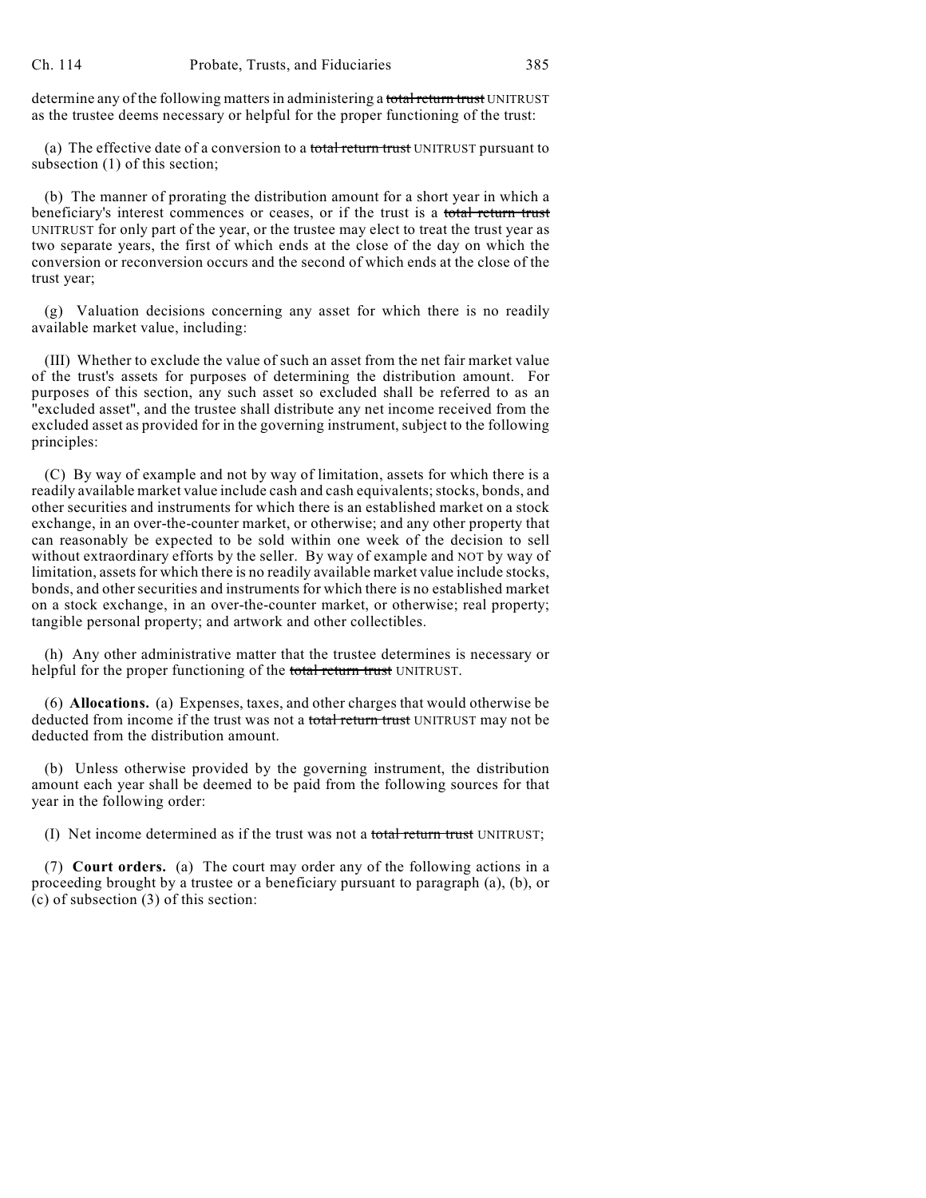determine any of the following matters in administering a ~~total return trust~~ UNITRUST as the trustee deems necessary or helpful for the proper functioning of the trust:

(a) The effective date of a conversion to a ~~total return trust~~ UNITRUST pursuant to subsection (1) of this section;

(b) The manner of prorating the distribution amount for a short year in which a beneficiary's interest commences or ceases, or if the trust is a ~~total return trust~~ UNITRUST for only part of the year, or the trustee may elect to treat the trust year as two separate years, the first of which ends at the close of the day on which the conversion or reconversion occurs and the second of which ends at the close of the trust year;

(g) Valuation decisions concerning any asset for which there is no readily available market value, including:

(III) Whether to exclude the value of such an asset from the net fair market value of the trust's assets for purposes of determining the distribution amount. For purposes of this section, any such asset so excluded shall be referred to as an "excluded asset", and the trustee shall distribute any net income received from the excluded asset as provided for in the governing instrument, subject to the following principles:

(C) By way of example and not by way of limitation, assets for which there is a readily available market value include cash and cash equivalents; stocks, bonds, and other securities and instruments for which there is an established market on a stock exchange, in an over-the-counter market, or otherwise; and any other property that can reasonably be expected to be sold within one week of the decision to sell without extraordinary efforts by the seller. By way of example and NOT by way of limitation, assets for which there is no readily available market value include stocks, bonds, and other securities and instruments for which there is no established market on a stock exchange, in an over-the-counter market, or otherwise; real property; tangible personal property; and artwork and other collectibles.

(h) Any other administrative matter that the trustee determines is necessary or helpful for the proper functioning of the ~~total return trust~~ UNITRUST.

(6) **Allocations.** (a) Expenses, taxes, and other charges that would otherwise be deducted from income if the trust was not a ~~total return trust~~ UNITRUST may not be deducted from the distribution amount.

(b) Unless otherwise provided by the governing instrument, the distribution amount each year shall be deemed to be paid from the following sources for that year in the following order:

(I) Net income determined as if the trust was not a ~~total return trust~~ UNITRUST;

(7) **Court orders.** (a) The court may order any of the following actions in a proceeding brought by a trustee or a beneficiary pursuant to paragraph (a), (b), or (c) of subsection (3) of this section: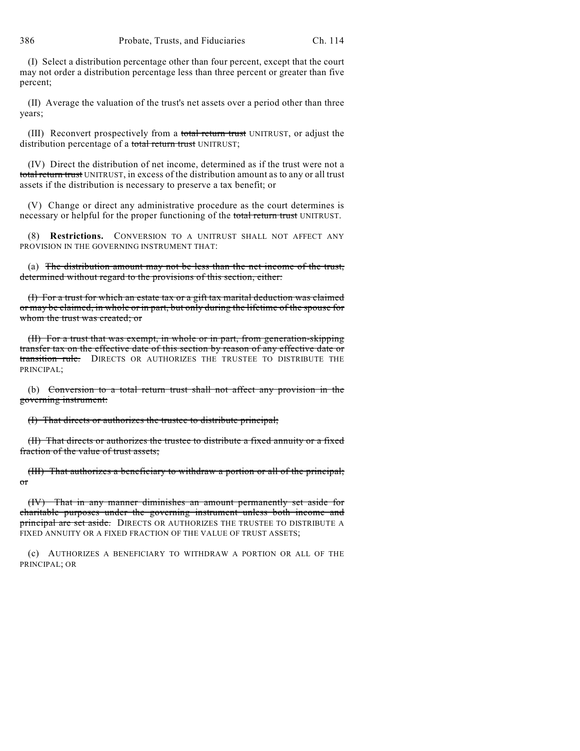(I) Select a distribution percentage other than four percent, except that the court may not order a distribution percentage less than three percent or greater than five percent;

(II) Average the valuation of the trust's net assets over a period other than three years;

(III) Reconvert prospectively from a ~~total return trust~~ UNITRUST, or adjust the distribution percentage of a ~~total return trust~~ UNITRUST;

(IV) Direct the distribution of net income, determined as if the trust were not a ~~total return trust~~ UNITRUST, in excess of the distribution amount as to any or all trust assets if the distribution is necessary to preserve a tax benefit; or

(V) Change or direct any administrative procedure as the court determines is necessary or helpful for the proper functioning of the ~~total return trust~~ UNITRUST.

(8) **Restrictions.** CONVERSION TO A UNITRUST SHALL NOT AFFECT ANY PROVISION IN THE GOVERNING INSTRUMENT THAT:

(a) ~~The distribution amount may not be less than the net income of the trust, determined without regard to the provisions of this section, either:~~

~~(I) For a trust for which an estate tax or a gift tax marital deduction was claimed or may be claimed, in whole or in part, but only during the lifetime of the spouse for whom the trust was created; or~~

~~(II) For a trust that was exempt, in whole or in part, from generation-skipping transfer tax on the effective date of this section by reason of any effective date or transition rule.~~ DIRECTS OR AUTHORIZES THE TRUSTEE TO DISTRIBUTE THE PRINCIPAL;

(b) ~~Conversion to a total return trust shall not affect any provision in the governing instrument:~~

~~(I) That directs or authorizes the trustee to distribute principal;~~

~~(II) That directs or authorizes the trustee to distribute a fixed annuity or a fixed fraction of the value of trust assets;~~

~~(III) That authorizes a beneficiary to withdraw a portion or all of the principal; or~~

~~(IV) That in any manner diminishes an amount permanently set aside for charitable purposes under the governing instrument unless both income and principal are set aside.~~ DIRECTS OR AUTHORIZES THE TRUSTEE TO DISTRIBUTE A FIXED ANNUITY OR A FIXED FRACTION OF THE VALUE OF TRUST ASSETS;

(c) AUTHORIZES A BENEFICIARY TO WITHDRAW A PORTION OR ALL OF THE PRINCIPAL; OR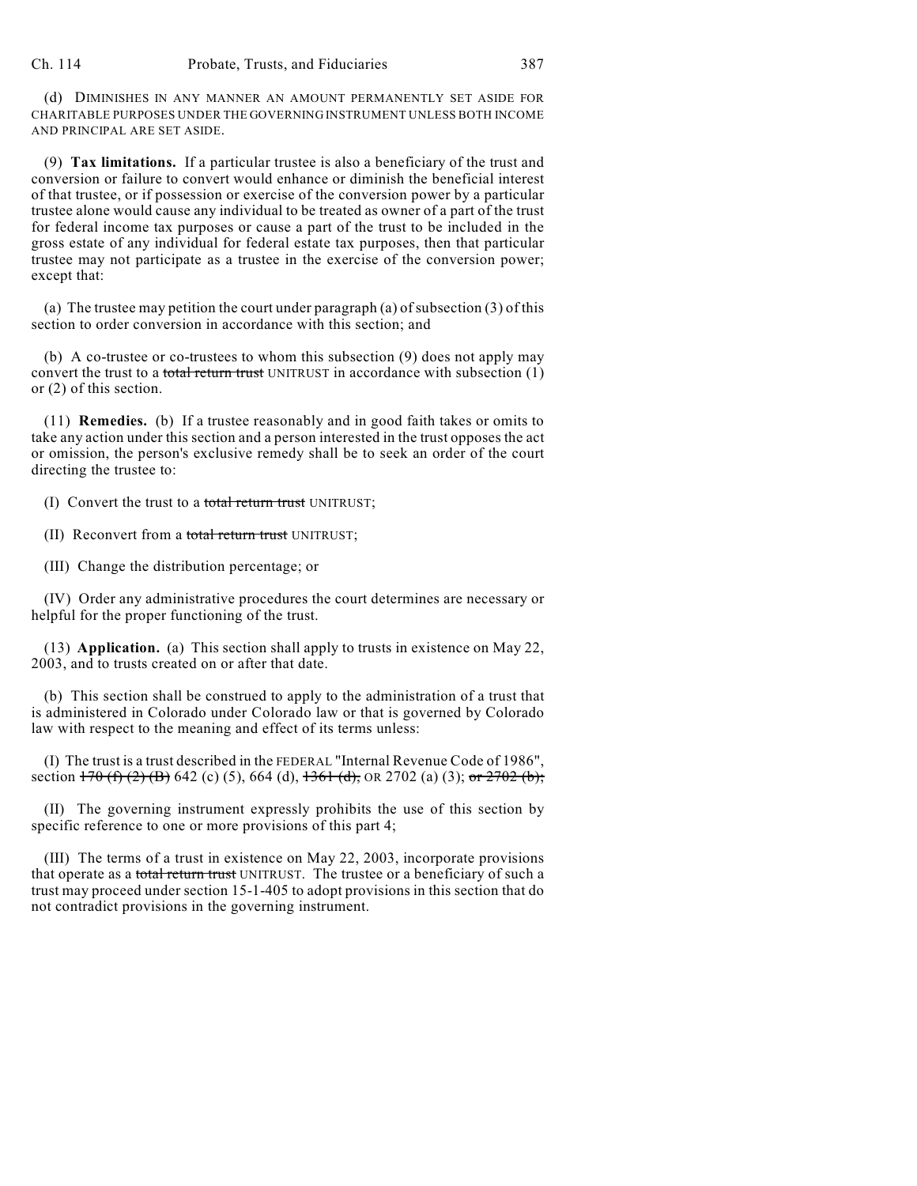(d) DIMINISHES IN ANY MANNER AN AMOUNT PERMANENTLY SET ASIDE FOR CHARITABLE PURPOSES UNDER THE GOVERNING INSTRUMENT UNLESS BOTH INCOME AND PRINCIPAL ARE SET ASIDE.

(9) **Tax limitations.** If a particular trustee is also a beneficiary of the trust and conversion or failure to convert would enhance or diminish the beneficial interest of that trustee, or if possession or exercise of the conversion power by a particular trustee alone would cause any individual to be treated as owner of a part of the trust for federal income tax purposes or cause a part of the trust to be included in the gross estate of any individual for federal estate tax purposes, then that particular trustee may not participate as a trustee in the exercise of the conversion power; except that:

(a) The trustee may petition the court under paragraph (a) of subsection (3) of this section to order conversion in accordance with this section; and

(b) A co-trustee or co-trustees to whom this subsection (9) does not apply may convert the trust to a ~~total return trust~~ UNITRUST in accordance with subsection (1) or (2) of this section.

(11) **Remedies.** (b) If a trustee reasonably and in good faith takes or omits to take any action under this section and a person interested in the trust opposes the act or omission, the person's exclusive remedy shall be to seek an order of the court directing the trustee to:

(I) Convert the trust to a ~~total return trust~~ UNITRUST;

(II) Reconvert from a ~~total return trust~~ UNITRUST;

(III) Change the distribution percentage; or

(IV) Order any administrative procedures the court determines are necessary or helpful for the proper functioning of the trust.

(13) **Application.** (a) This section shall apply to trusts in existence on May 22, 2003, and to trusts created on or after that date.

(b) This section shall be construed to apply to the administration of a trust that is administered in Colorado under Colorado law or that is governed by Colorado law with respect to the meaning and effect of its terms unless:

(I) The trust is a trust described in the FEDERAL "Internal Revenue Code of 1986", section ~~170 (f) (2) (B)~~ 642 (c) (5), 664 (d), ~~1361 (d),~~ OR 2702 (a) (3); ~~or 2702 (b);~~

(II) The governing instrument expressly prohibits the use of this section by specific reference to one or more provisions of this part 4;

(III) The terms of a trust in existence on May 22, 2003, incorporate provisions that operate as a ~~total return trust~~ UNITRUST. The trustee or a beneficiary of such a trust may proceed under section 15-1-405 to adopt provisions in this section that do not contradict provisions in the governing instrument.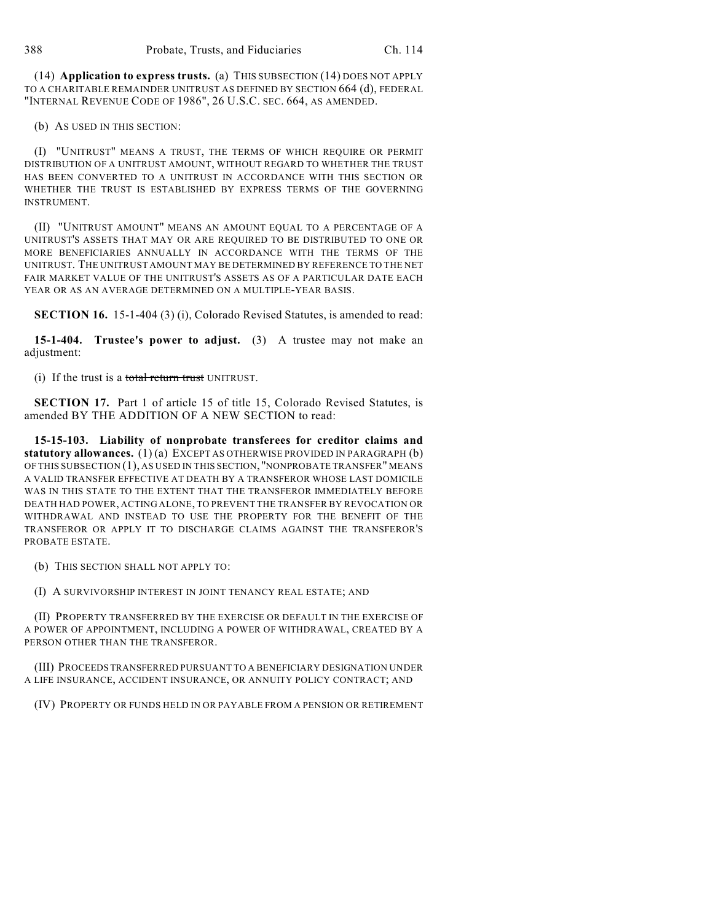(14) **Application to express trusts.** (a) THIS SUBSECTION (14) DOES NOT APPLY TO A CHARITABLE REMAINDER UNITRUST AS DEFINED BY SECTION 664 (d), FEDERAL "INTERNAL REVENUE CODE OF 1986", 26 U.S.C. SEC. 664, AS AMENDED.

(b) AS USED IN THIS SECTION:

(I) "UNITRUST" MEANS A TRUST, THE TERMS OF WHICH REQUIRE OR PERMIT DISTRIBUTION OF A UNITRUST AMOUNT, WITHOUT REGARD TO WHETHER THE TRUST HAS BEEN CONVERTED TO A UNITRUST IN ACCORDANCE WITH THIS SECTION OR WHETHER THE TRUST IS ESTABLISHED BY EXPRESS TERMS OF THE GOVERNING INSTRUMENT.

(II) "UNITRUST AMOUNT" MEANS AN AMOUNT EQUAL TO A PERCENTAGE OF A UNITRUST'S ASSETS THAT MAY OR ARE REQUIRED TO BE DISTRIBUTED TO ONE OR MORE BENEFICIARIES ANNUALLY IN ACCORDANCE WITH THE TERMS OF THE UNITRUST. THE UNITRUST AMOUNT MAY BE DETERMINED BY REFERENCE TO THE NET FAIR MARKET VALUE OF THE UNITRUST'S ASSETS AS OF A PARTICULAR DATE EACH YEAR OR AS AN AVERAGE DETERMINED ON A MULTIPLE-YEAR BASIS.

**SECTION 16.** 15-1-404 (3) (i), Colorado Revised Statutes, is amended to read:

**15-1-404. Trustee's power to adjust.** (3) A trustee may not make an adjustment:

(i) If the trust is a ~~total return trust~~ UNITRUST.

**SECTION 17.** Part 1 of article 15 of title 15, Colorado Revised Statutes, is amended BY THE ADDITION OF A NEW SECTION to read:

**15-15-103. Liability of nonprobate transferees for creditor claims and statutory allowances.** (1) (a) EXCEPT AS OTHERWISE PROVIDED IN PARAGRAPH (b) OF THIS SUBSECTION (1), AS USED IN THIS SECTION, "NONPROBATE TRANSFER" MEANS A VALID TRANSFER EFFECTIVE AT DEATH BY A TRANSFEROR WHOSE LAST DOMICILE WAS IN THIS STATE TO THE EXTENT THAT THE TRANSFEROR IMMEDIATELY BEFORE DEATH HAD POWER, ACTING ALONE, TO PREVENT THE TRANSFER BY REVOCATION OR WITHDRAWAL AND INSTEAD TO USE THE PROPERTY FOR THE BENEFIT OF THE TRANSFEROR OR APPLY IT TO DISCHARGE CLAIMS AGAINST THE TRANSFEROR'S PROBATE ESTATE.

(b) THIS SECTION SHALL NOT APPLY TO:

(I) A SURVIVORSHIP INTEREST IN JOINT TENANCY REAL ESTATE; AND

(II) PROPERTY TRANSFERRED BY THE EXERCISE OR DEFAULT IN THE EXERCISE OF A POWER OF APPOINTMENT, INCLUDING A POWER OF WITHDRAWAL, CREATED BY A PERSON OTHER THAN THE TRANSFEROR.

(III) PROCEEDS TRANSFERRED PURSUANT TO A BENEFICIARY DESIGNATION UNDER A LIFE INSURANCE, ACCIDENT INSURANCE, OR ANNUITY POLICY CONTRACT; AND

(IV) PROPERTY OR FUNDS HELD IN OR PAYABLE FROM A PENSION OR RETIREMENT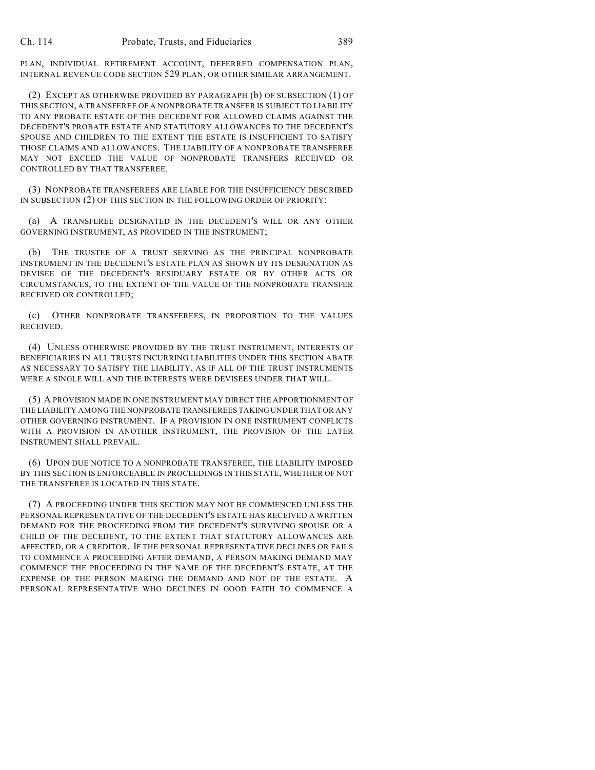PLAN, INDIVIDUAL RETIREMENT ACCOUNT, DEFERRED COMPENSATION PLAN, INTERNAL REVENUE CODE SECTION 529 PLAN, OR OTHER SIMILAR ARRANGEMENT.

(2) EXCEPT AS OTHERWISE PROVIDED BY PARAGRAPH (b) OF SUBSECTION (1) OF THIS SECTION, A TRANSFEREE OF A NONPROBATE TRANSFER IS SUBJECT TO LIABILITY TO ANY PROBATE ESTATE OF THE DECEDENT FOR ALLOWED CLAIMS AGAINST THE DECEDENT'S PROBATE ESTATE AND STATUTORY ALLOWANCES TO THE DECEDENT'S SPOUSE AND CHILDREN TO THE EXTENT THE ESTATE IS INSUFFICIENT TO SATISFY THOSE CLAIMS AND ALLOWANCES. THE LIABILITY OF A NONPROBATE TRANSFEREE MAY NOT EXCEED THE VALUE OF NONPROBATE TRANSFERS RECEIVED OR CONTROLLED BY THAT TRANSFEREE.

(3) NONPROBATE TRANSFEREES ARE LIABLE FOR THE INSUFFICIENCY DESCRIBED IN SUBSECTION (2) OF THIS SECTION IN THE FOLLOWING ORDER OF PRIORITY:

(a) A TRANSFEREE DESIGNATED IN THE DECEDENT'S WILL OR ANY OTHER GOVERNING INSTRUMENT, AS PROVIDED IN THE INSTRUMENT;

(b) THE TRUSTEE OF A TRUST SERVING AS THE PRINCIPAL NONPROBATE INSTRUMENT IN THE DECEDENT'S ESTATE PLAN AS SHOWN BY ITS DESIGNATION AS DEVISEE OF THE DECEDENT'S RESIDUARY ESTATE OR BY OTHER ACTS OR CIRCUMSTANCES, TO THE EXTENT OF THE VALUE OF THE NONPROBATE TRANSFER RECEIVED OR CONTROLLED;

(c) OTHER NONPROBATE TRANSFEREES, IN PROPORTION TO THE VALUES RECEIVED.

(4) UNLESS OTHERWISE PROVIDED BY THE TRUST INSTRUMENT, INTERESTS OF BENEFICIARIES IN ALL TRUSTS INCURRING LIABILITIES UNDER THIS SECTION ABATE AS NECESSARY TO SATISFY THE LIABILITY, AS IF ALL OF THE TRUST INSTRUMENTS WERE A SINGLE WILL AND THE INTERESTS WERE DEVISEES UNDER THAT WILL.

(5) A PROVISION MADE IN ONE INSTRUMENT MAY DIRECT THE APPORTIONMENT OF THE LIABILITY AMONG THE NONPROBATE TRANSFEREES TAKING UNDER THAT OR ANY OTHER GOVERNING INSTRUMENT. IF A PROVISION IN ONE INSTRUMENT CONFLICTS WITH A PROVISION IN ANOTHER INSTRUMENT, THE PROVISION OF THE LATER INSTRUMENT SHALL PREVAIL.

(6) UPON DUE NOTICE TO A NONPROBATE TRANSFEREE, THE LIABILITY IMPOSED BY THIS SECTION IS ENFORCEABLE IN PROCEEDINGS IN THIS STATE, WHETHER OF NOT THE TRANSFEREE IS LOCATED IN THIS STATE.

(7) A PROCEEDING UNDER THIS SECTION MAY NOT BE COMMENCED UNLESS THE PERSONAL REPRESENTATIVE OF THE DECEDENT'S ESTATE HAS RECEIVED A WRITTEN DEMAND FOR THE PROCEEDING FROM THE DECEDENT'S SURVIVING SPOUSE OR A CHILD OF THE DECEDENT, TO THE EXTENT THAT STATUTORY ALLOWANCES ARE AFFECTED, OR A CREDITOR. IF THE PERSONAL REPRESENTATIVE DECLINES OR FAILS TO COMMENCE A PROCEEDING AFTER DEMAND, A PERSON MAKING DEMAND MAY COMMENCE THE PROCEEDING IN THE NAME OF THE DECEDENT'S ESTATE, AT THE EXPENSE OF THE PERSON MAKING THE DEMAND AND NOT OF THE ESTATE. A PERSONAL REPRESENTATIVE WHO DECLINES IN GOOD FAITH TO COMMENCE A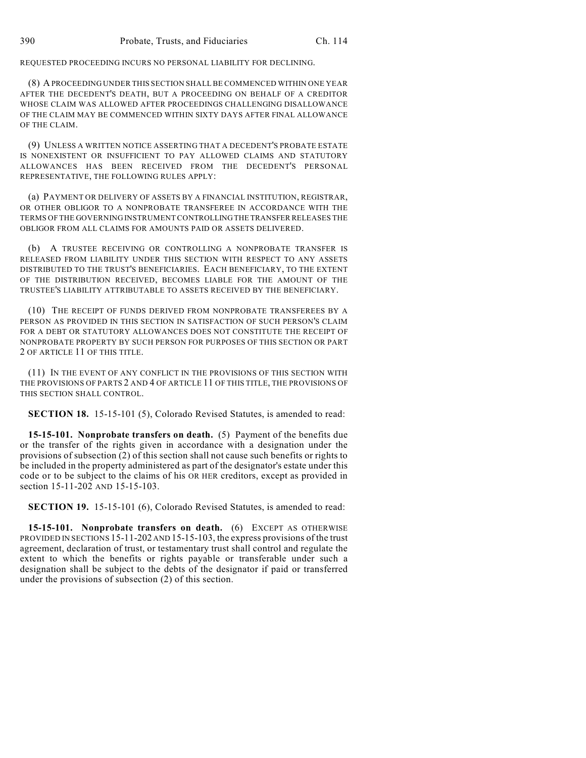REQUESTED PROCEEDING INCURS NO PERSONAL LIABILITY FOR DECLINING.

(8) A PROCEEDING UNDER THIS SECTION SHALL BE COMMENCED WITHIN ONE YEAR AFTER THE DECEDENT'S DEATH, BUT A PROCEEDING ON BEHALF OF A CREDITOR WHOSE CLAIM WAS ALLOWED AFTER PROCEEDINGS CHALLENGING DISALLOWANCE OF THE CLAIM MAY BE COMMENCED WITHIN SIXTY DAYS AFTER FINAL ALLOWANCE OF THE CLAIM.

(9) UNLESS A WRITTEN NOTICE ASSERTING THAT A DECEDENT'S PROBATE ESTATE IS NONEXISTENT OR INSUFFICIENT TO PAY ALLOWED CLAIMS AND STATUTORY ALLOWANCES HAS BEEN RECEIVED FROM THE DECEDENT'S PERSONAL REPRESENTATIVE, THE FOLLOWING RULES APPLY:

(a) PAYMENT OR DELIVERY OF ASSETS BY A FINANCIAL INSTITUTION, REGISTRAR, OR OTHER OBLIGOR TO A NONPROBATE TRANSFEREE IN ACCORDANCE WITH THE TERMS OF THE GOVERNING INSTRUMENT CONTROLLING THE TRANSFER RELEASES THE OBLIGOR FROM ALL CLAIMS FOR AMOUNTS PAID OR ASSETS DELIVERED.

(b) A TRUSTEE RECEIVING OR CONTROLLING A NONPROBATE TRANSFER IS RELEASED FROM LIABILITY UNDER THIS SECTION WITH RESPECT TO ANY ASSETS DISTRIBUTED TO THE TRUST'S BENEFICIARIES. EACH BENEFICIARY, TO THE EXTENT OF THE DISTRIBUTION RECEIVED, BECOMES LIABLE FOR THE AMOUNT OF THE TRUSTEE'S LIABILITY ATTRIBUTABLE TO ASSETS RECEIVED BY THE BENEFICIARY.

(10) THE RECEIPT OF FUNDS DERIVED FROM NONPROBATE TRANSFEREES BY A PERSON AS PROVIDED IN THIS SECTION IN SATISFACTION OF SUCH PERSON'S CLAIM FOR A DEBT OR STATUTORY ALLOWANCES DOES NOT CONSTITUTE THE RECEIPT OF NONPROBATE PROPERTY BY SUCH PERSON FOR PURPOSES OF THIS SECTION OR PART 2 OF ARTICLE 11 OF THIS TITLE.

(11) IN THE EVENT OF ANY CONFLICT IN THE PROVISIONS OF THIS SECTION WITH THE PROVISIONS OF PARTS 2 AND 4 OF ARTICLE 11 OF THIS TITLE, THE PROVISIONS OF THIS SECTION SHALL CONTROL.

**SECTION 18.** 15-15-101 (5), Colorado Revised Statutes, is amended to read:

**15-15-101. Nonprobate transfers on death.** (5) Payment of the benefits due or the transfer of the rights given in accordance with a designation under the provisions of subsection (2) of this section shall not cause such benefits or rights to be included in the property administered as part of the designator's estate under this code or to be subject to the claims of his OR HER creditors, except as provided in section 15-11-202 AND 15-15-103.

**SECTION 19.** 15-15-101 (6), Colorado Revised Statutes, is amended to read:

**15-15-101. Nonprobate transfers on death.** (6) EXCEPT AS OTHERWISE PROVIDED IN SECTIONS 15-11-202 AND 15-15-103, the express provisions of the trust agreement, declaration of trust, or testamentary trust shall control and regulate the extent to which the benefits or rights payable or transferable under such a designation shall be subject to the debts of the designator if paid or transferred under the provisions of subsection (2) of this section.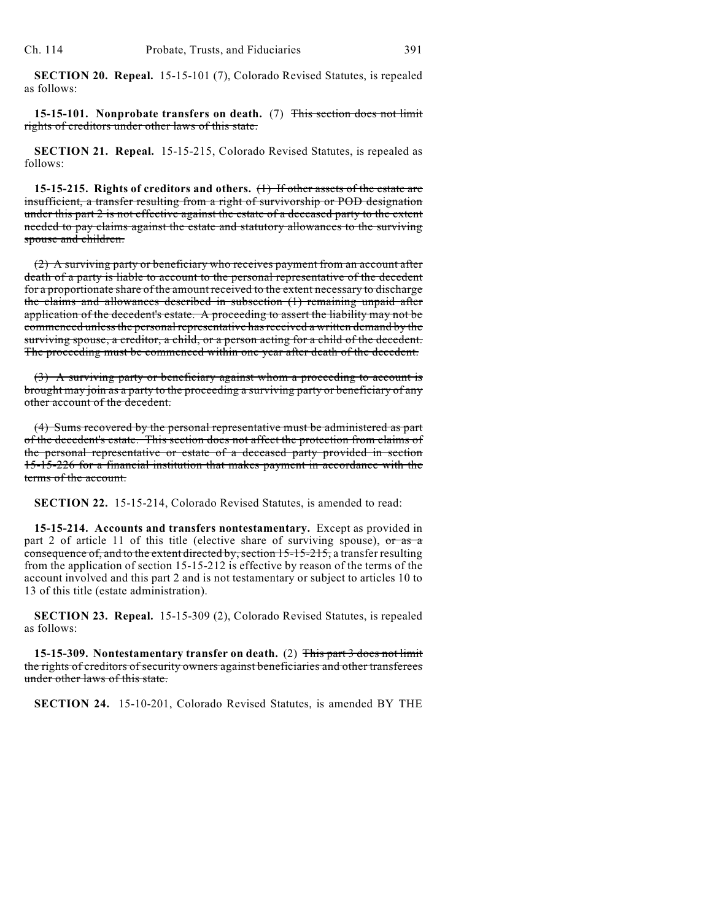**SECTION 20. Repeal.** 15-15-101 (7), Colorado Revised Statutes, is repealed as follows:

**15-15-101. Nonprobate transfers on death.** (7) ~~This section does not limit rights of creditors under other laws of this state.~~

**SECTION 21. Repeal.** 15-15-215, Colorado Revised Statutes, is repealed as follows:

**15-15-215. Rights of creditors and others.** ~~(1) If other assets of the estate are insufficient, a transfer resulting from a right of survivorship or POD designation under this part 2 is not effective against the estate of a deceased party to the extent needed to pay claims against the estate and statutory allowances to the surviving spouse and children.~~

~~(2) A surviving party or beneficiary who receives payment from an account after death of a party is liable to account to the personal representative of the decedent for a proportionate share of the amount received to the extent necessary to discharge the claims and allowances described in subsection (1) remaining unpaid after application of the decedent's estate. A proceeding to assert the liability may not be commenced unless the personal representative has received a written demand by the surviving spouse, a creditor, a child, or a person acting for a child of the decedent. The proceeding must be commenced within one year after death of the decedent.~~

~~(3) A surviving party or beneficiary against whom a proceeding to account is brought may join as a party to the proceeding a surviving party or beneficiary of any other account of the decedent.~~

~~(4) Sums recovered by the personal representative must be administered as part of the decedent's estate. This section does not affect the protection from claims of the personal representative or estate of a deceased party provided in section 15-15-226 for a financial institution that makes payment in accordance with the terms of the account.~~

**SECTION 22.** 15-15-214, Colorado Revised Statutes, is amended to read:

**15-15-214. Accounts and transfers nontestamentary.** Except as provided in part 2 of article 11 of this title (elective share of surviving spouse), ~~or as a consequence of, and to the extent directed by, section 15-15-215,~~ a transfer resulting from the application of section 15-15-212 is effective by reason of the terms of the account involved and this part 2 and is not testamentary or subject to articles 10 to 13 of this title (estate administration).

**SECTION 23. Repeal.** 15-15-309 (2), Colorado Revised Statutes, is repealed as follows:

**15-15-309. Nontestamentary transfer on death.** (2) ~~This part 3 does not limit the rights of creditors of security owners against beneficiaries and other transferees under other laws of this state.~~

**SECTION 24.** 15-10-201, Colorado Revised Statutes, is amended BY THE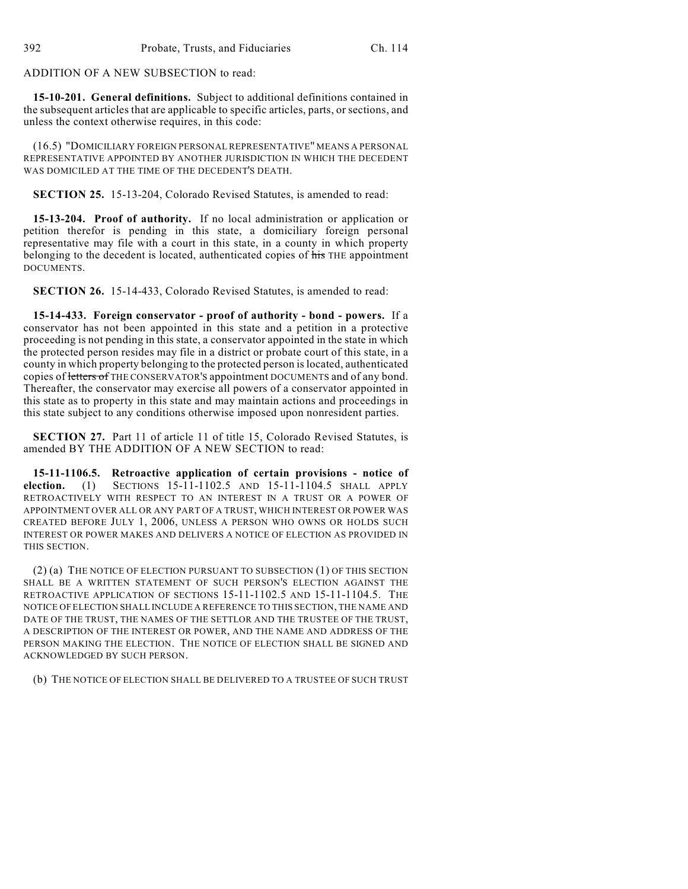ADDITION OF A NEW SUBSECTION to read:

**15-10-201. General definitions.** Subject to additional definitions contained in the subsequent articles that are applicable to specific articles, parts, or sections, and unless the context otherwise requires, in this code:

(16.5) "DOMICILIARY FOREIGN PERSONAL REPRESENTATIVE" MEANS A PERSONAL REPRESENTATIVE APPOINTED BY ANOTHER JURISDICTION IN WHICH THE DECEDENT WAS DOMICILED AT THE TIME OF THE DECEDENT'S DEATH.

**SECTION 25.** 15-13-204, Colorado Revised Statutes, is amended to read:

**15-13-204. Proof of authority.** If no local administration or application or petition therefor is pending in this state, a domiciliary foreign personal representative may file with a court in this state, in a county in which property belonging to the decedent is located, authenticated copies of ~~his~~ THE appointment DOCUMENTS.

**SECTION 26.** 15-14-433, Colorado Revised Statutes, is amended to read:

**15-14-433. Foreign conservator - proof of authority - bond - powers.** If a conservator has not been appointed in this state and a petition in a protective proceeding is not pending in this state, a conservator appointed in the state in which the protected person resides may file in a district or probate court of this state, in a county in which property belonging to the protected person is located, authenticated copies of ~~letters of~~ THE CONSERVATOR'S appointment DOCUMENTS and of any bond. Thereafter, the conservator may exercise all powers of a conservator appointed in this state as to property in this state and may maintain actions and proceedings in this state subject to any conditions otherwise imposed upon nonresident parties.

**SECTION 27.** Part 11 of article 11 of title 15, Colorado Revised Statutes, is amended BY THE ADDITION OF A NEW SECTION to read:

**15-11-1106.5. Retroactive application of certain provisions - notice of election.** (1) SECTIONS 15-11-1102.5 AND 15-11-1104.5 SHALL APPLY RETROACTIVELY WITH RESPECT TO AN INTEREST IN A TRUST OR A POWER OF APPOINTMENT OVER ALL OR ANY PART OF A TRUST, WHICH INTEREST OR POWER WAS CREATED BEFORE JULY 1, 2006, UNLESS A PERSON WHO OWNS OR HOLDS SUCH INTEREST OR POWER MAKES AND DELIVERS A NOTICE OF ELECTION AS PROVIDED IN THIS SECTION.

(2) (a) THE NOTICE OF ELECTION PURSUANT TO SUBSECTION (1) OF THIS SECTION SHALL BE A WRITTEN STATEMENT OF SUCH PERSON'S ELECTION AGAINST THE RETROACTIVE APPLICATION OF SECTIONS 15-11-1102.5 AND 15-11-1104.5. THE NOTICE OF ELECTION SHALL INCLUDE A REFERENCE TO THIS SECTION, THE NAME AND DATE OF THE TRUST, THE NAMES OF THE SETTLOR AND THE TRUSTEE OF THE TRUST, A DESCRIPTION OF THE INTEREST OR POWER, AND THE NAME AND ADDRESS OF THE PERSON MAKING THE ELECTION. THE NOTICE OF ELECTION SHALL BE SIGNED AND ACKNOWLEDGED BY SUCH PERSON.

(b) THE NOTICE OF ELECTION SHALL BE DELIVERED TO A TRUSTEE OF SUCH TRUST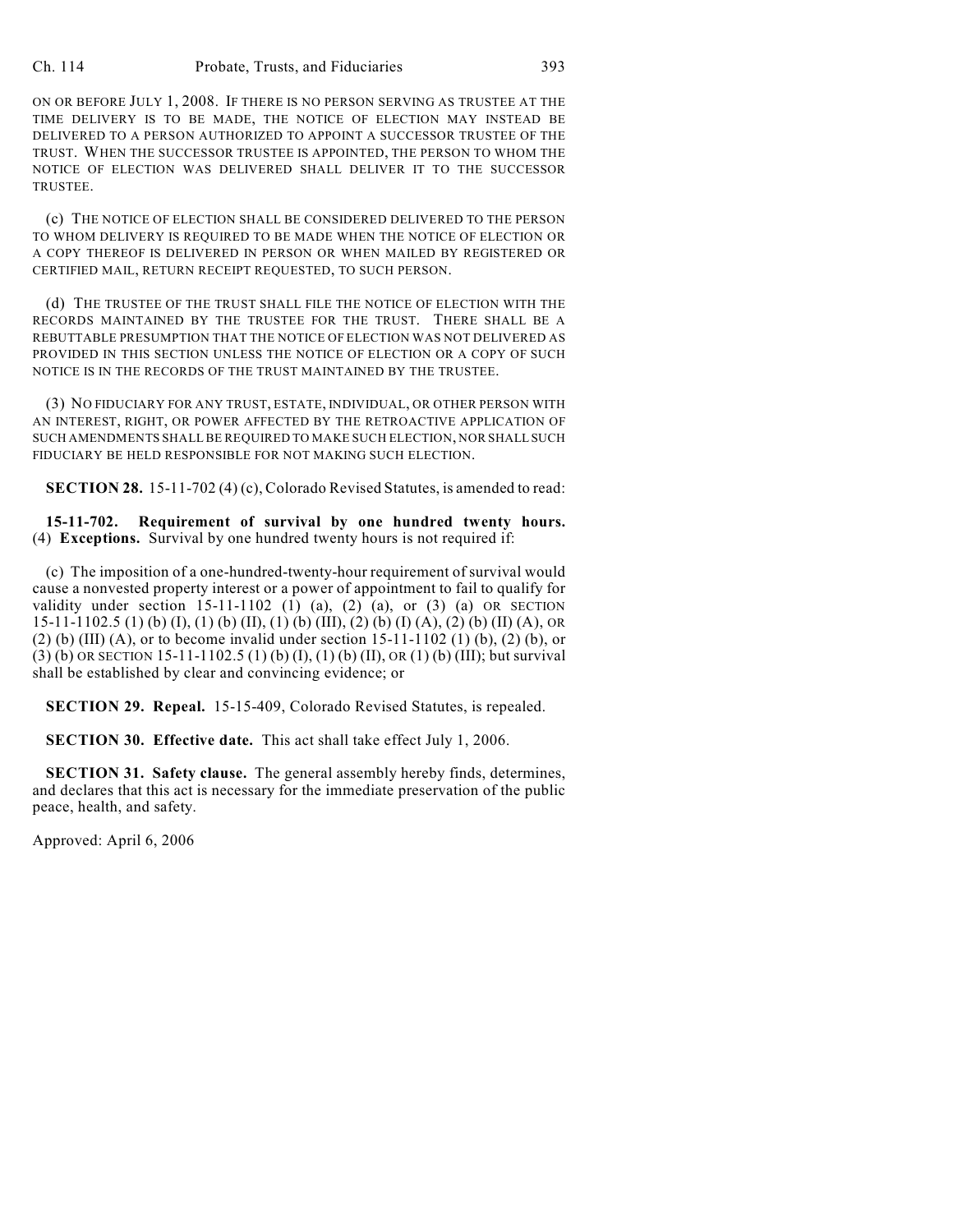ON OR BEFORE JULY 1, 2008. IF THERE IS NO PERSON SERVING AS TRUSTEE AT THE TIME DELIVERY IS TO BE MADE, THE NOTICE OF ELECTION MAY INSTEAD BE DELIVERED TO A PERSON AUTHORIZED TO APPOINT A SUCCESSOR TRUSTEE OF THE TRUST. WHEN THE SUCCESSOR TRUSTEE IS APPOINTED, THE PERSON TO WHOM THE NOTICE OF ELECTION WAS DELIVERED SHALL DELIVER IT TO THE SUCCESSOR TRUSTEE.

(c) THE NOTICE OF ELECTION SHALL BE CONSIDERED DELIVERED TO THE PERSON TO WHOM DELIVERY IS REQUIRED TO BE MADE WHEN THE NOTICE OF ELECTION OR A COPY THEREOF IS DELIVERED IN PERSON OR WHEN MAILED BY REGISTERED OR CERTIFIED MAIL, RETURN RECEIPT REQUESTED, TO SUCH PERSON.

(d) THE TRUSTEE OF THE TRUST SHALL FILE THE NOTICE OF ELECTION WITH THE RECORDS MAINTAINED BY THE TRUSTEE FOR THE TRUST. THERE SHALL BE A REBUTTABLE PRESUMPTION THAT THE NOTICE OF ELECTION WAS NOT DELIVERED AS PROVIDED IN THIS SECTION UNLESS THE NOTICE OF ELECTION OR A COPY OF SUCH NOTICE IS IN THE RECORDS OF THE TRUST MAINTAINED BY THE TRUSTEE.

(3) NO FIDUCIARY FOR ANY TRUST, ESTATE, INDIVIDUAL, OR OTHER PERSON WITH AN INTEREST, RIGHT, OR POWER AFFECTED BY THE RETROACTIVE APPLICATION OF SUCH AMENDMENTS SHALL BE REQUIRED TO MAKE SUCH ELECTION, NOR SHALL SUCH FIDUCIARY BE HELD RESPONSIBLE FOR NOT MAKING SUCH ELECTION.

**SECTION 28.** 15-11-702 (4) (c), Colorado Revised Statutes, is amended to read:

**15-11-702. Requirement of survival by one hundred twenty hours.** (4) **Exceptions.** Survival by one hundred twenty hours is not required if:

(c) The imposition of a one-hundred-twenty-hour requirement of survival would cause a nonvested property interest or a power of appointment to fail to qualify for validity under section 15-11-1102 (1) (a), (2) (a), or (3) (a) OR SECTION 15-11-1102.5 (1) (b) (I), (1) (b) (II), (1) (b) (III), (2) (b) (I) (A), (2) (b) (II) (A), OR (2) (b) (III) (A), or to become invalid under section 15-11-1102 (1) (b), (2) (b), or (3) (b) OR SECTION 15-11-1102.5 (1) (b) (I), (1) (b) (II), OR (1) (b) (III); but survival shall be established by clear and convincing evidence; or

**SECTION 29. Repeal.** 15-15-409, Colorado Revised Statutes, is repealed.

**SECTION 30. Effective date.** This act shall take effect July 1, 2006.

**SECTION 31. Safety clause.** The general assembly hereby finds, determines, and declares that this act is necessary for the immediate preservation of the public peace, health, and safety.

Approved: April 6, 2006